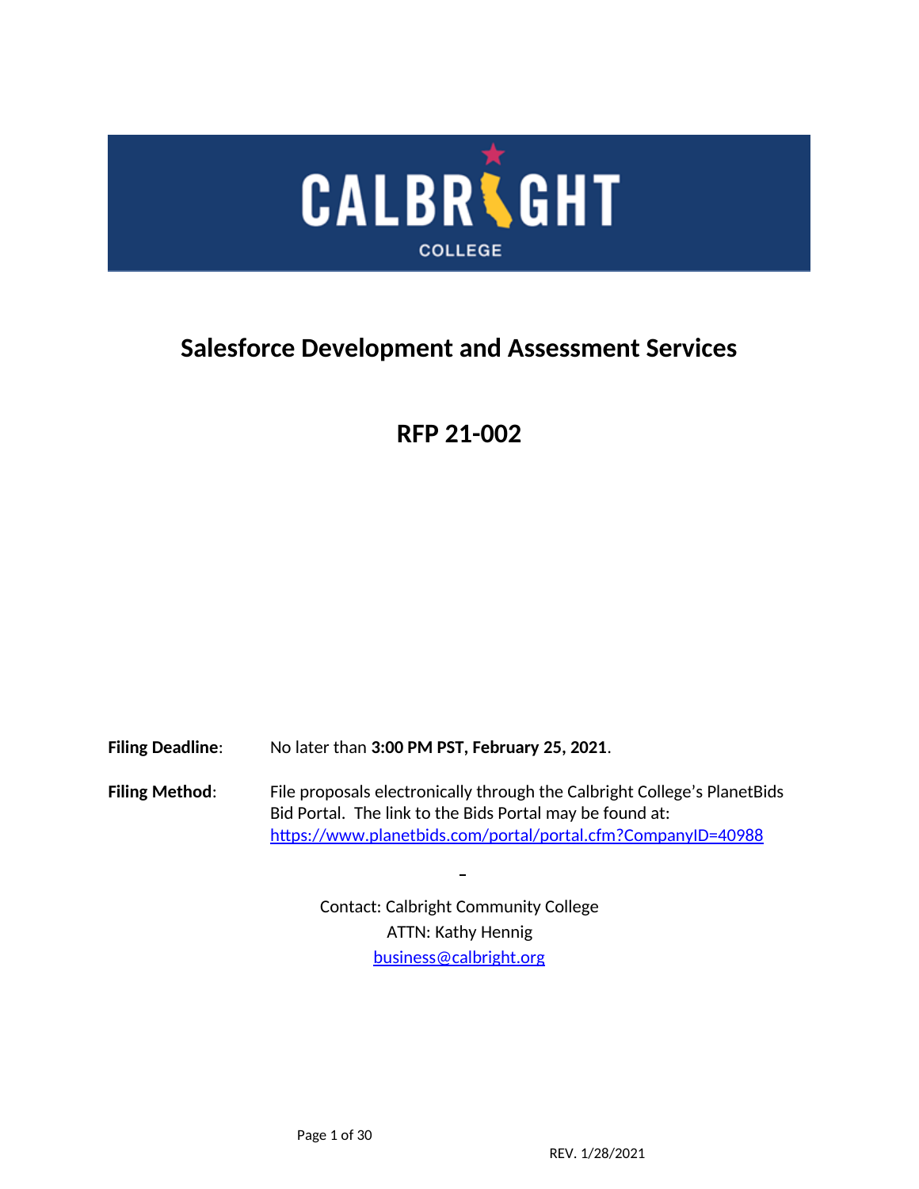CALBRIGHT COLLEGE

# Salesforce Development and Assessment Services

# RFP 21-002

**Filing Deadline**: No later than **3:00 PM PST, February 25, 2021**.

**Filing Method**: File proposals electronically through the Calbright College's PlanetBids Bid Portal. The link to the Bids Portal may be found at: https://www.planetbids.com/portal/portal.cfm?CompanyID=40988

Contact: Calbright Community College
ATTN: Kathy Hennig
business@calbright.org

REV. 1/28/2021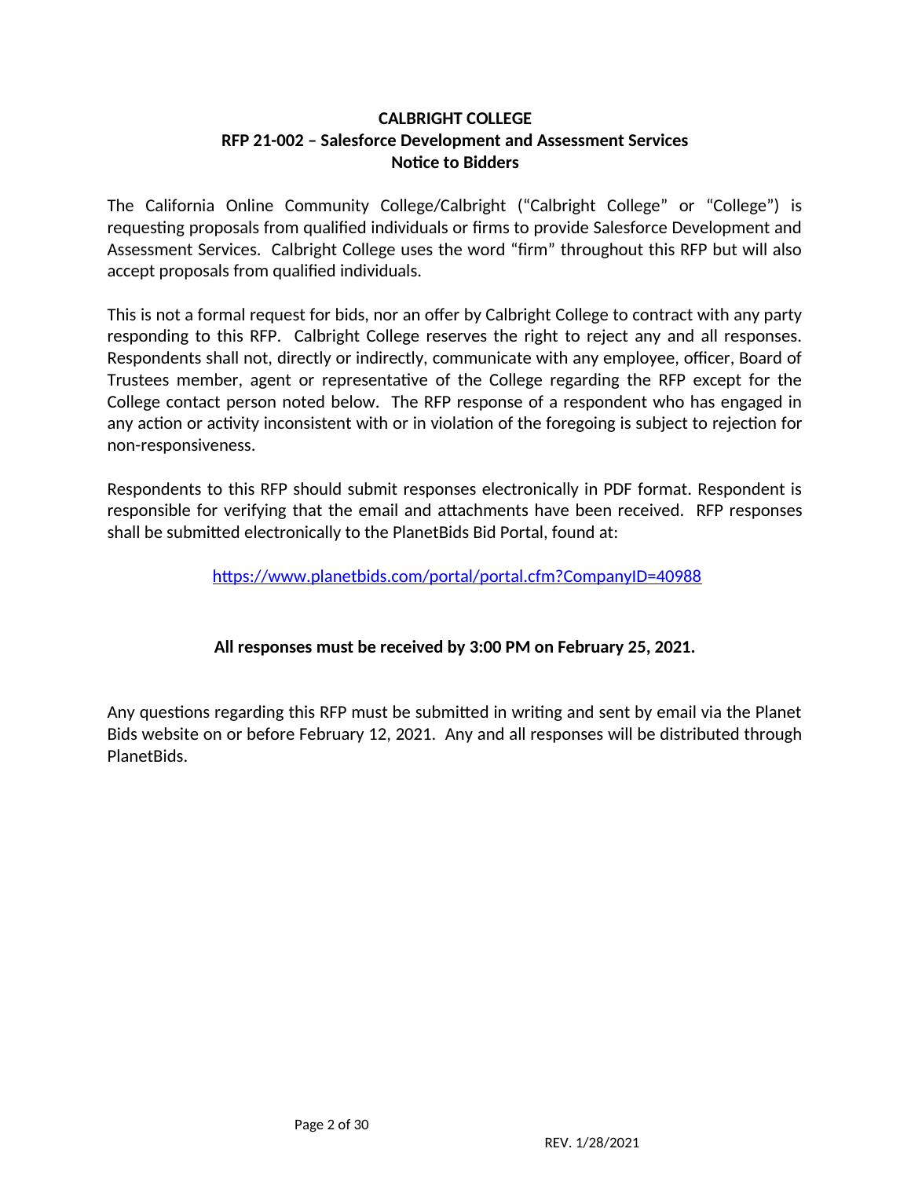**CALBRIGHT COLLEGE**
**RFP 21-002 – Salesforce Development and Assessment Services**
**Notice to Bidders**

The California Online Community College/Calbright ("Calbright College" or "College") is requesting proposals from qualified individuals or firms to provide Salesforce Development and Assessment Services. Calbright College uses the word "firm" throughout this RFP but will also accept proposals from qualified individuals.

This is not a formal request for bids, nor an offer by Calbright College to contract with any party responding to this RFP. Calbright College reserves the right to reject any and all responses. Respondents shall not, directly or indirectly, communicate with any employee, officer, Board of Trustees member, agent or representative of the College regarding the RFP except for the College contact person noted below. The RFP response of a respondent who has engaged in any action or activity inconsistent with or in violation of the foregoing is subject to rejection for non-responsiveness.

Respondents to this RFP should submit responses electronically in PDF format. Respondent is responsible for verifying that the email and attachments have been received. RFP responses shall be submitted electronically to the PlanetBids Bid Portal, found at:

https://www.planetbids.com/portal/portal.cfm?CompanyID=40988

**All responses must be received by 3:00 PM on February 25, 2021.**

Any questions regarding this RFP must be submitted in writing and sent by email via the Planet Bids website on or before February 12, 2021. Any and all responses will be distributed through PlanetBids.

REV. 1/28/2021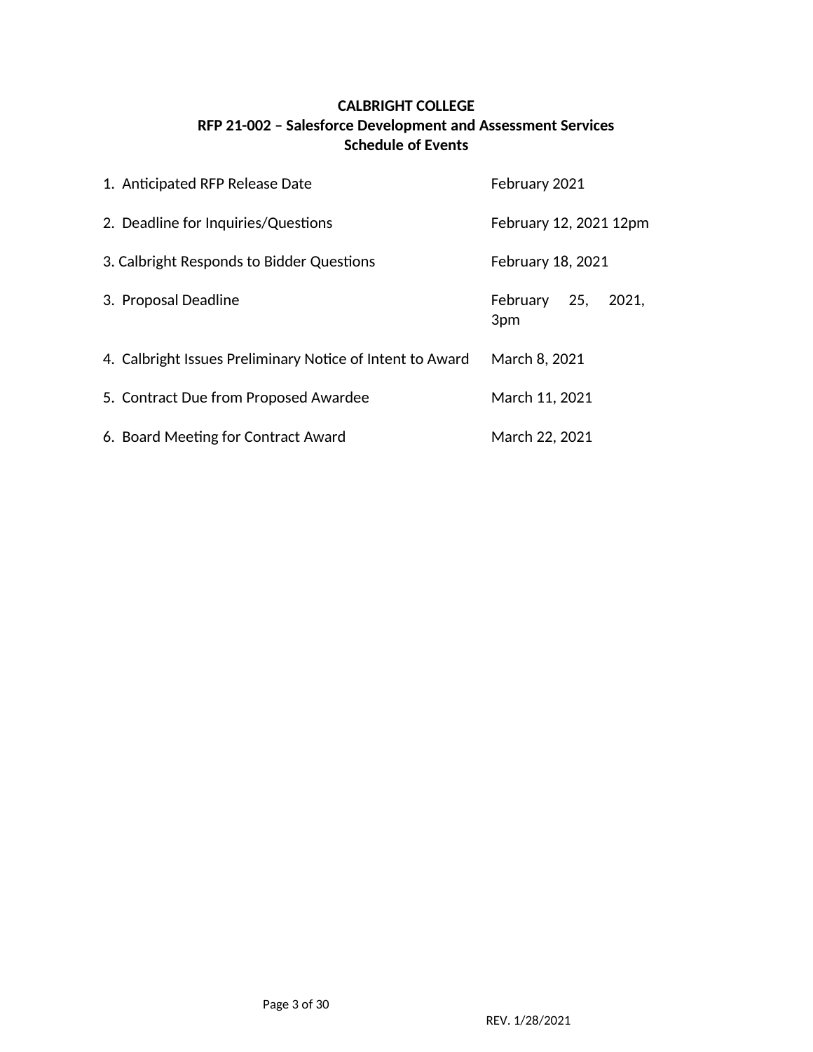**CALBRIGHT COLLEGE**
**RFP 21-002 – Salesforce Development and Assessment Services**
**Schedule of Events**

| | |
|---|---|
| 1. Anticipated RFP Release Date | February 2021 |
| 2. Deadline for Inquiries/Questions | February 12, 2021 12pm |
| 3. Calbright Responds to Bidder Questions | February 18, 2021 |
| 3. Proposal Deadline | February 25, 2021, 3pm |
| 4. Calbright Issues Preliminary Notice of Intent to Award | March 8, 2021 |
| 5. Contract Due from Proposed Awardee | March 11, 2021 |
| 6. Board Meeting for Contract Award | March 22, 2021 |

REV. 1/28/2021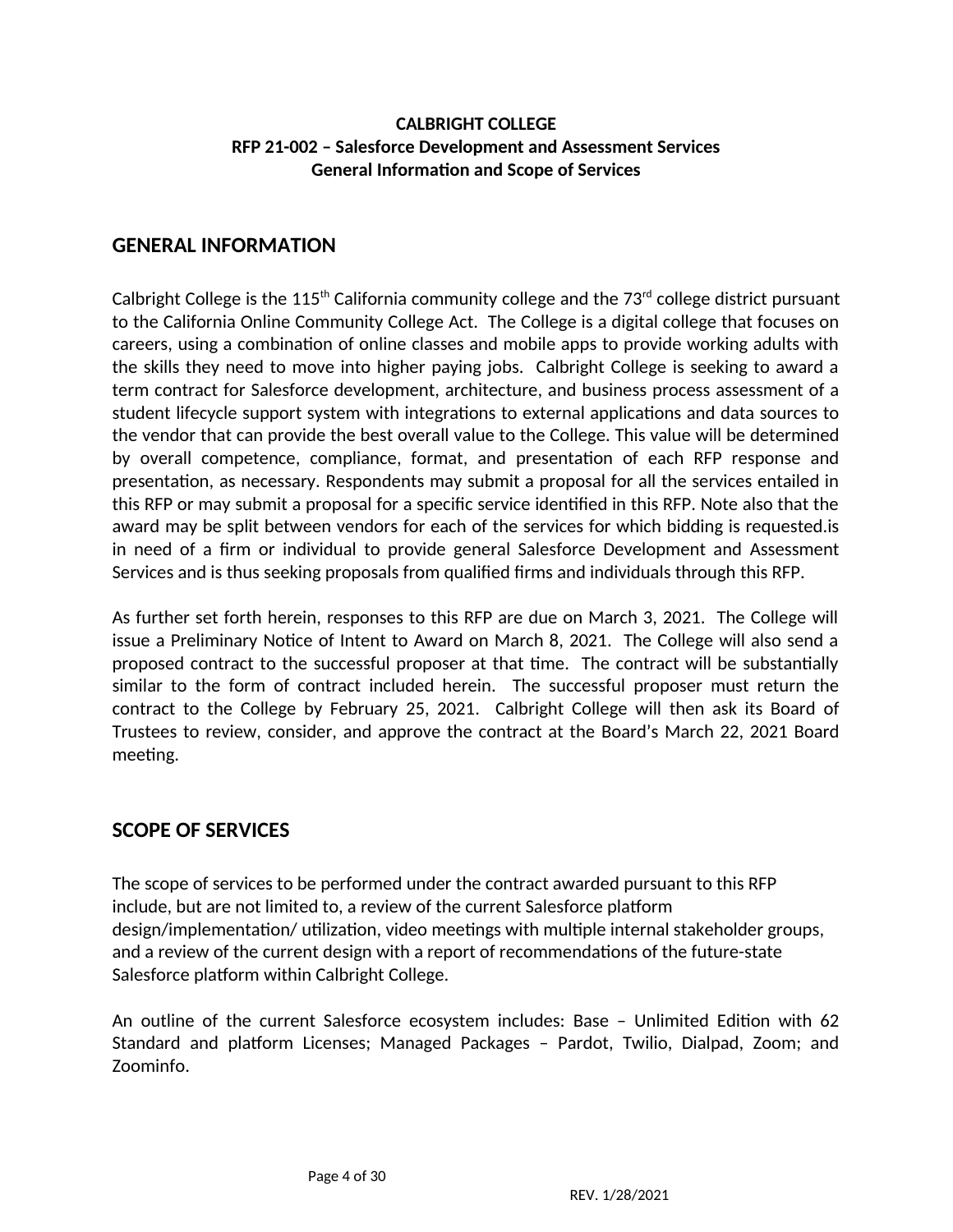**CALBRIGHT COLLEGE**
**RFP 21-002 – Salesforce Development and Assessment Services**
**General Information and Scope of Services**

## GENERAL INFORMATION

Calbright College is the 115th California community college and the 73rd college district pursuant to the California Online Community College Act. The College is a digital college that focuses on careers, using a combination of online classes and mobile apps to provide working adults with the skills they need to move into higher paying jobs. Calbright College is seeking to award a term contract for Salesforce development, architecture, and business process assessment of a student lifecycle support system with integrations to external applications and data sources to the vendor that can provide the best overall value to the College. This value will be determined by overall competence, compliance, format, and presentation of each RFP response and presentation, as necessary. Respondents may submit a proposal for all the services entailed in this RFP or may submit a proposal for a specific service identified in this RFP. Note also that the award may be split between vendors for each of the services for which bidding is requested.is in need of a firm or individual to provide general Salesforce Development and Assessment Services and is thus seeking proposals from qualified firms and individuals through this RFP.

As further set forth herein, responses to this RFP are due on March 3, 2021. The College will issue a Preliminary Notice of Intent to Award on March 8, 2021. The College will also send a proposed contract to the successful proposer at that time. The contract will be substantially similar to the form of contract included herein. The successful proposer must return the contract to the College by February 25, 2021. Calbright College will then ask its Board of Trustees to review, consider, and approve the contract at the Board's March 22, 2021 Board meeting.

## SCOPE OF SERVICES

The scope of services to be performed under the contract awarded pursuant to this RFP include, but are not limited to, a review of the current Salesforce platform design/implementation/ utilization, video meetings with multiple internal stakeholder groups, and a review of the current design with a report of recommendations of the future-state Salesforce platform within Calbright College.

An outline of the current Salesforce ecosystem includes: Base – Unlimited Edition with 62 Standard and platform Licenses; Managed Packages – Pardot, Twilio, Dialpad, Zoom; and Zoominfo.

REV. 1/28/2021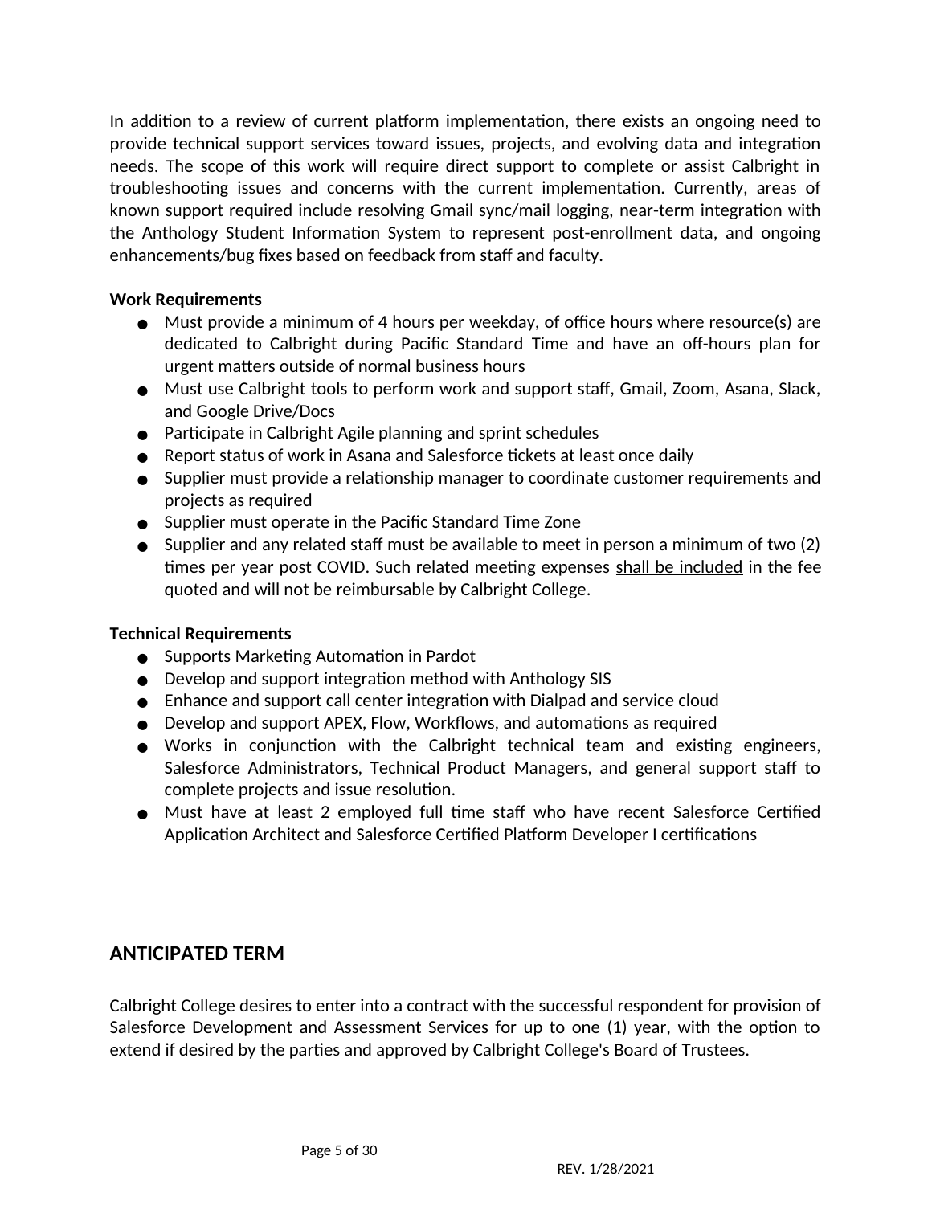In addition to a review of current platform implementation, there exists an ongoing need to provide technical support services toward issues, projects, and evolving data and integration needs. The scope of this work will require direct support to complete or assist Calbright in troubleshooting issues and concerns with the current implementation. Currently, areas of known support required include resolving Gmail sync/mail logging, near-term integration with the Anthology Student Information System to represent post-enrollment data, and ongoing enhancements/bug fixes based on feedback from staff and faculty.

**Work Requirements**

- Must provide a minimum of 4 hours per weekday, of office hours where resource(s) are dedicated to Calbright during Pacific Standard Time and have an off-hours plan for urgent matters outside of normal business hours
- Must use Calbright tools to perform work and support staff, Gmail, Zoom, Asana, Slack, and Google Drive/Docs
- Participate in Calbright Agile planning and sprint schedules
- Report status of work in Asana and Salesforce tickets at least once daily
- Supplier must provide a relationship manager to coordinate customer requirements and projects as required
- Supplier must operate in the Pacific Standard Time Zone
- Supplier and any related staff must be available to meet in person a minimum of two (2) times per year post COVID. Such related meeting expenses shall be included in the fee quoted and will not be reimbursable by Calbright College.

**Technical Requirements**

- Supports Marketing Automation in Pardot
- Develop and support integration method with Anthology SIS
- Enhance and support call center integration with Dialpad and service cloud
- Develop and support APEX, Flow, Workflows, and automations as required
- Works in conjunction with the Calbright technical team and existing engineers, Salesforce Administrators, Technical Product Managers, and general support staff to complete projects and issue resolution.
- Must have at least 2 employed full time staff who have recent Salesforce Certified Application Architect and Salesforce Certified Platform Developer I certifications

## ANTICIPATED TERM

Calbright College desires to enter into a contract with the successful respondent for provision of Salesforce Development and Assessment Services for up to one (1) year, with the option to extend if desired by the parties and approved by Calbright College's Board of Trustees.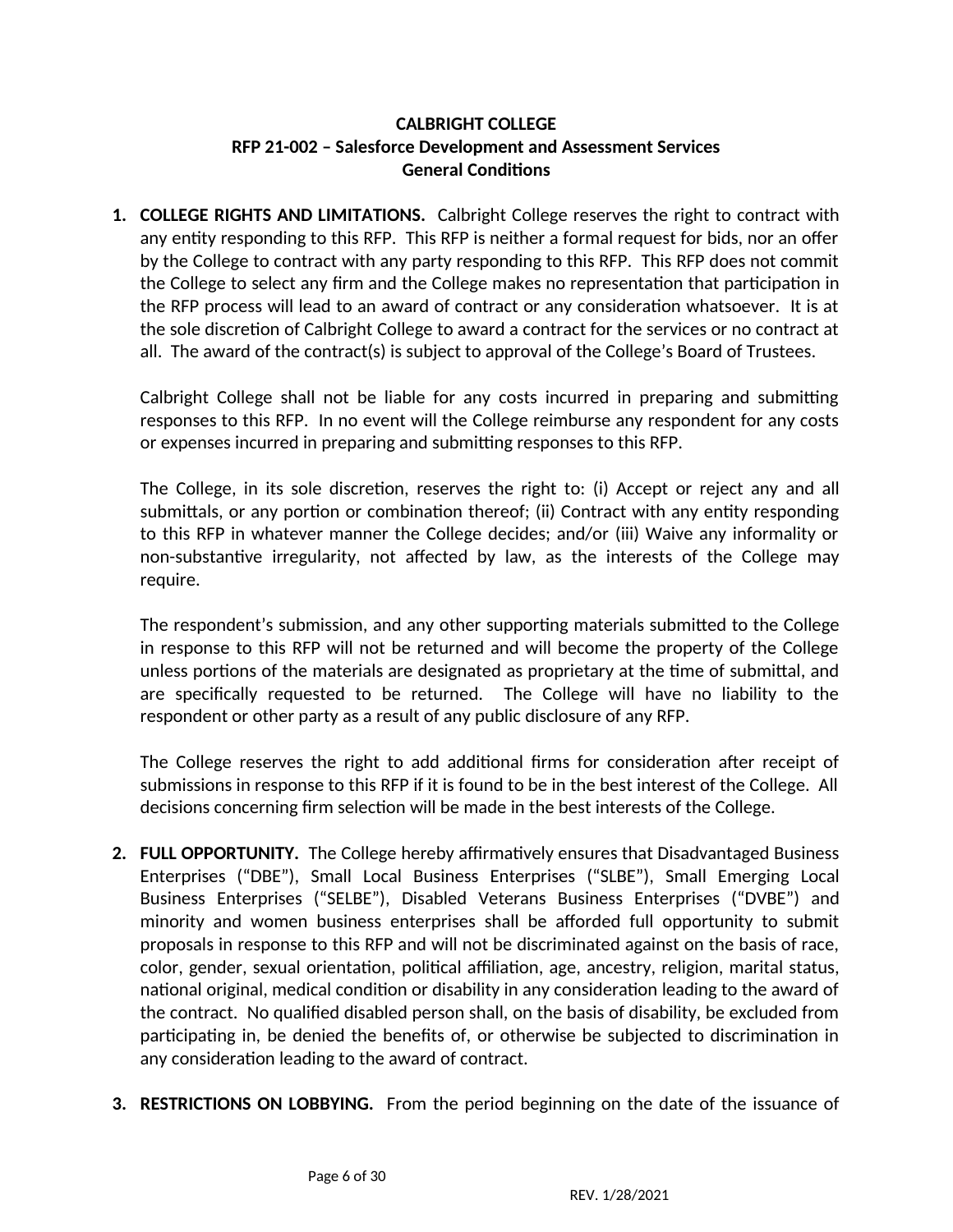**CALBRIGHT COLLEGE**
**RFP 21-002 – Salesforce Development and Assessment Services**
**General Conditions**

1. **COLLEGE RIGHTS AND LIMITATIONS.** Calbright College reserves the right to contract with any entity responding to this RFP. This RFP is neither a formal request for bids, nor an offer by the College to contract with any party responding to this RFP. This RFP does not commit the College to select any firm and the College makes no representation that participation in the RFP process will lead to an award of contract or any consideration whatsoever. It is at the sole discretion of Calbright College to award a contract for the services or no contract at all. The award of the contract(s) is subject to approval of the College's Board of Trustees.

   Calbright College shall not be liable for any costs incurred in preparing and submitting responses to this RFP. In no event will the College reimburse any respondent for any costs or expenses incurred in preparing and submitting responses to this RFP.

   The College, in its sole discretion, reserves the right to: (i) Accept or reject any and all submittals, or any portion or combination thereof; (ii) Contract with any entity responding to this RFP in whatever manner the College decides; and/or (iii) Waive any informality or non-substantive irregularity, not affected by law, as the interests of the College may require.

   The respondent's submission, and any other supporting materials submitted to the College in response to this RFP will not be returned and will become the property of the College unless portions of the materials are designated as proprietary at the time of submittal, and are specifically requested to be returned. The College will have no liability to the respondent or other party as a result of any public disclosure of any RFP.

   The College reserves the right to add additional firms for consideration after receipt of submissions in response to this RFP if it is found to be in the best interest of the College. All decisions concerning firm selection will be made in the best interests of the College.

2. **FULL OPPORTUNITY.** The College hereby affirmatively ensures that Disadvantaged Business Enterprises ("DBE"), Small Local Business Enterprises ("SLBE"), Small Emerging Local Business Enterprises ("SELBE"), Disabled Veterans Business Enterprises ("DVBE") and minority and women business enterprises shall be afforded full opportunity to submit proposals in response to this RFP and will not be discriminated against on the basis of race, color, gender, sexual orientation, political affiliation, age, ancestry, religion, marital status, national original, medical condition or disability in any consideration leading to the award of the contract. No qualified disabled person shall, on the basis of disability, be excluded from participating in, be denied the benefits of, or otherwise be subjected to discrimination in any consideration leading to the award of contract.

3. **RESTRICTIONS ON LOBBYING.** From the period beginning on the date of the issuance of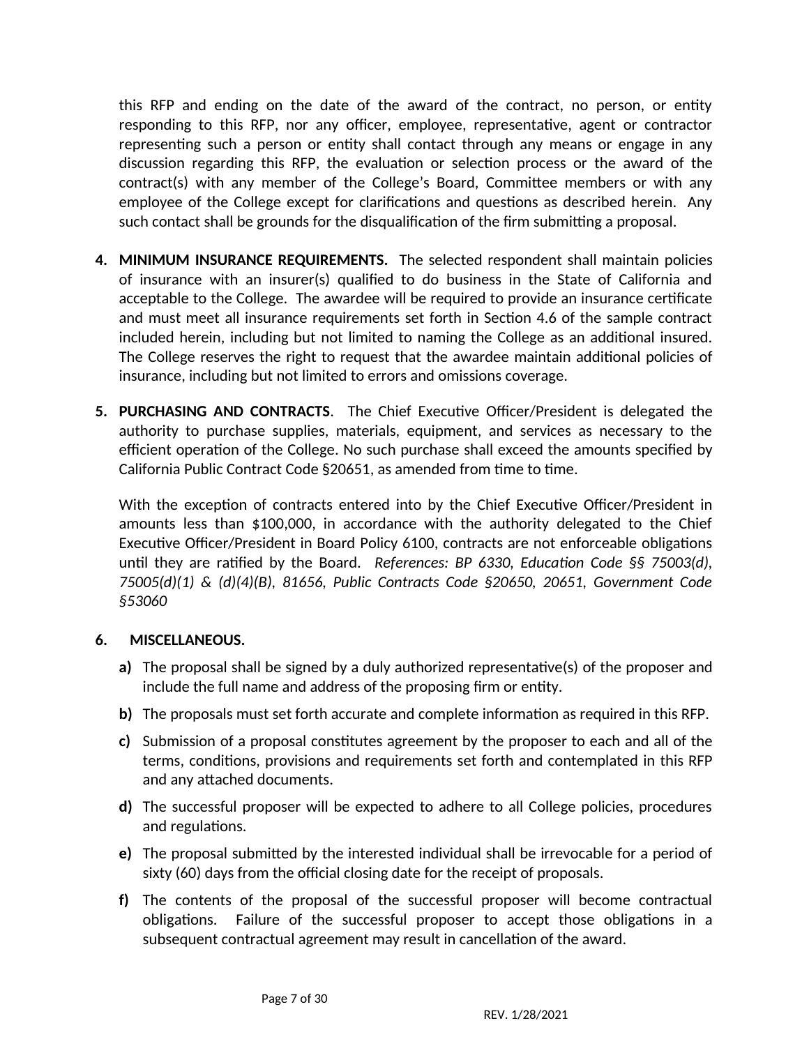this RFP and ending on the date of the award of the contract, no person, or entity responding to this RFP, nor any officer, employee, representative, agent or contractor representing such a person or entity shall contact through any means or engage in any discussion regarding this RFP, the evaluation or selection process or the award of the contract(s) with any member of the College's Board, Committee members or with any employee of the College except for clarifications and questions as described herein. Any such contact shall be grounds for the disqualification of the firm submitting a proposal.

4. **MINIMUM INSURANCE REQUIREMENTS.** The selected respondent shall maintain policies of insurance with an insurer(s) qualified to do business in the State of California and acceptable to the College. The awardee will be required to provide an insurance certificate and must meet all insurance requirements set forth in Section 4.6 of the sample contract included herein, including but not limited to naming the College as an additional insured. The College reserves the right to request that the awardee maintain additional policies of insurance, including but not limited to errors and omissions coverage.

5. **PURCHASING AND CONTRACTS**. The Chief Executive Officer/President is delegated the authority to purchase supplies, materials, equipment, and services as necessary to the efficient operation of the College. No such purchase shall exceed the amounts specified by California Public Contract Code §20651, as amended from time to time.

   With the exception of contracts entered into by the Chief Executive Officer/President in amounts less than $100,000, in accordance with the authority delegated to the Chief Executive Officer/President in Board Policy 6100, contracts are not enforceable obligations until they are ratified by the Board. *References: BP 6330, Education Code §§ 75003(d), 75005(d)(1) & (d)(4)(B), 81656, Public Contracts Code §20650, 20651, Government Code §53060*

6. **MISCELLANEOUS.**

   **a)** The proposal shall be signed by a duly authorized representative(s) of the proposer and include the full name and address of the proposing firm or entity.

   **b)** The proposals must set forth accurate and complete information as required in this RFP.

   **c)** Submission of a proposal constitutes agreement by the proposer to each and all of the terms, conditions, provisions and requirements set forth and contemplated in this RFP and any attached documents.

   **d)** The successful proposer will be expected to adhere to all College policies, procedures and regulations.

   **e)** The proposal submitted by the interested individual shall be irrevocable for a period of sixty (60) days from the official closing date for the receipt of proposals.

   **f)** The contents of the proposal of the successful proposer will become contractual obligations. Failure of the successful proposer to accept those obligations in a subsequent contractual agreement may result in cancellation of the award.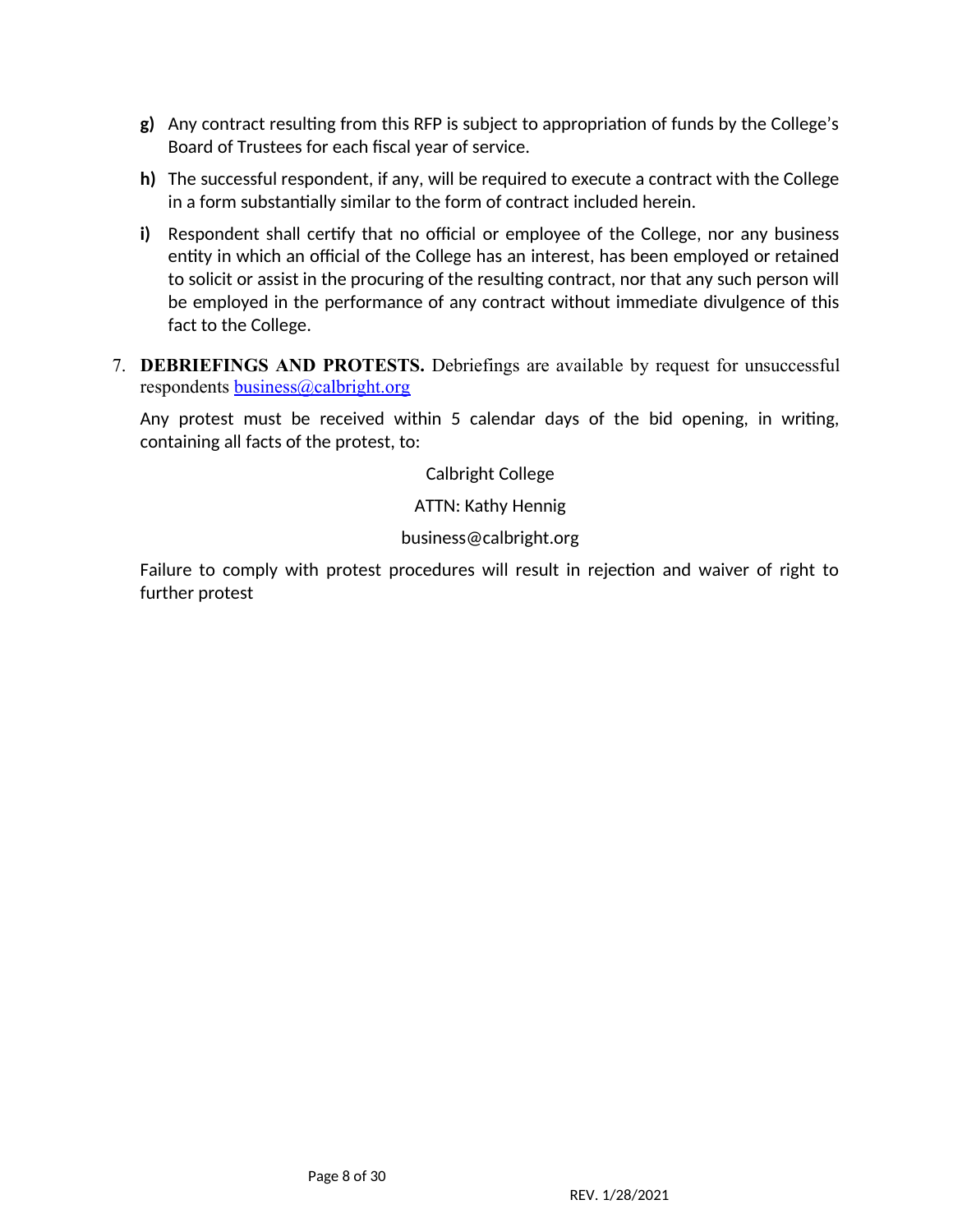- **g)** Any contract resulting from this RFP is subject to appropriation of funds by the College's Board of Trustees for each fiscal year of service.
- **h)** The successful respondent, if any, will be required to execute a contract with the College in a form substantially similar to the form of contract included herein.
- **i)** Respondent shall certify that no official or employee of the College, nor any business entity in which an official of the College has an interest, has been employed or retained to solicit or assist in the procuring of the resulting contract, nor that any such person will be employed in the performance of any contract without immediate divulgence of this fact to the College.

7. **DEBRIEFINGS AND PROTESTS.** Debriefings are available by request for unsuccessful respondents business@calbright.org

   Any protest must be received within 5 calendar days of the bid opening, in writing, containing all facts of the protest, to:

   Calbright College

   ATTN: Kathy Hennig

   business@calbright.org

   Failure to comply with protest procedures will result in rejection and waiver of right to further protest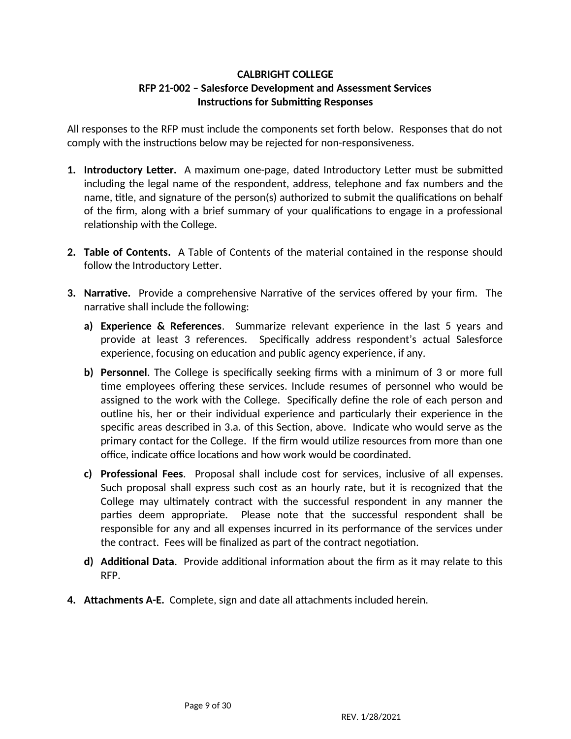**CALBRIGHT COLLEGE**
**RFP 21-002 – Salesforce Development and Assessment Services**
**Instructions for Submitting Responses**

All responses to the RFP must include the components set forth below. Responses that do not comply with the instructions below may be rejected for non-responsiveness.

1. **Introductory Letter.** A maximum one-page, dated Introductory Letter must be submitted including the legal name of the respondent, address, telephone and fax numbers and the name, title, and signature of the person(s) authorized to submit the qualifications on behalf of the firm, along with a brief summary of your qualifications to engage in a professional relationship with the College.

2. **Table of Contents.** A Table of Contents of the material contained in the response should follow the Introductory Letter.

3. **Narrative.** Provide a comprehensive Narrative of the services offered by your firm. The narrative shall include the following:

   a) **Experience & References**. Summarize relevant experience in the last 5 years and provide at least 3 references. Specifically address respondent's actual Salesforce experience, focusing on education and public agency experience, if any.

   b) **Personnel**. The College is specifically seeking firms with a minimum of 3 or more full time employees offering these services. Include resumes of personnel who would be assigned to the work with the College. Specifically define the role of each person and outline his, her or their individual experience and particularly their experience in the specific areas described in 3.a. of this Section, above. Indicate who would serve as the primary contact for the College. If the firm would utilize resources from more than one office, indicate office locations and how work would be coordinated.

   c) **Professional Fees**. Proposal shall include cost for services, inclusive of all expenses. Such proposal shall express such cost as an hourly rate, but it is recognized that the College may ultimately contract with the successful respondent in any manner the parties deem appropriate. Please note that the successful respondent shall be responsible for any and all expenses incurred in its performance of the services under the contract. Fees will be finalized as part of the contract negotiation.

   d) **Additional Data**. Provide additional information about the firm as it may relate to this RFP.

4. **Attachments A-E.** Complete, sign and date all attachments included herein.

REV. 1/28/2021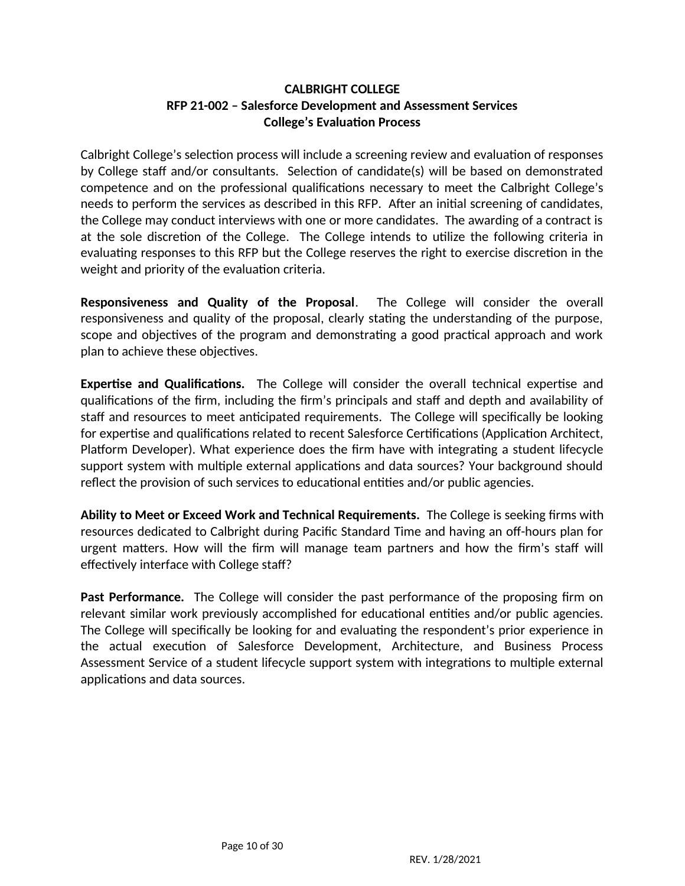**CALBRIGHT COLLEGE**
**RFP 21-002 – Salesforce Development and Assessment Services**
**College's Evaluation Process**

Calbright College's selection process will include a screening review and evaluation of responses by College staff and/or consultants. Selection of candidate(s) will be based on demonstrated competence and on the professional qualifications necessary to meet the Calbright College's needs to perform the services as described in this RFP. After an initial screening of candidates, the College may conduct interviews with one or more candidates. The awarding of a contract is at the sole discretion of the College. The College intends to utilize the following criteria in evaluating responses to this RFP but the College reserves the right to exercise discretion in the weight and priority of the evaluation criteria.

**Responsiveness and Quality of the Proposal**. The College will consider the overall responsiveness and quality of the proposal, clearly stating the understanding of the purpose, scope and objectives of the program and demonstrating a good practical approach and work plan to achieve these objectives.

**Expertise and Qualifications.** The College will consider the overall technical expertise and qualifications of the firm, including the firm's principals and staff and depth and availability of staff and resources to meet anticipated requirements. The College will specifically be looking for expertise and qualifications related to recent Salesforce Certifications (Application Architect, Platform Developer). What experience does the firm have with integrating a student lifecycle support system with multiple external applications and data sources? Your background should reflect the provision of such services to educational entities and/or public agencies.

**Ability to Meet or Exceed Work and Technical Requirements.** The College is seeking firms with resources dedicated to Calbright during Pacific Standard Time and having an off-hours plan for urgent matters. How will the firm will manage team partners and how the firm's staff will effectively interface with College staff?

**Past Performance.** The College will consider the past performance of the proposing firm on relevant similar work previously accomplished for educational entities and/or public agencies. The College will specifically be looking for and evaluating the respondent's prior experience in the actual execution of Salesforce Development, Architecture, and Business Process Assessment Service of a student lifecycle support system with integrations to multiple external applications and data sources.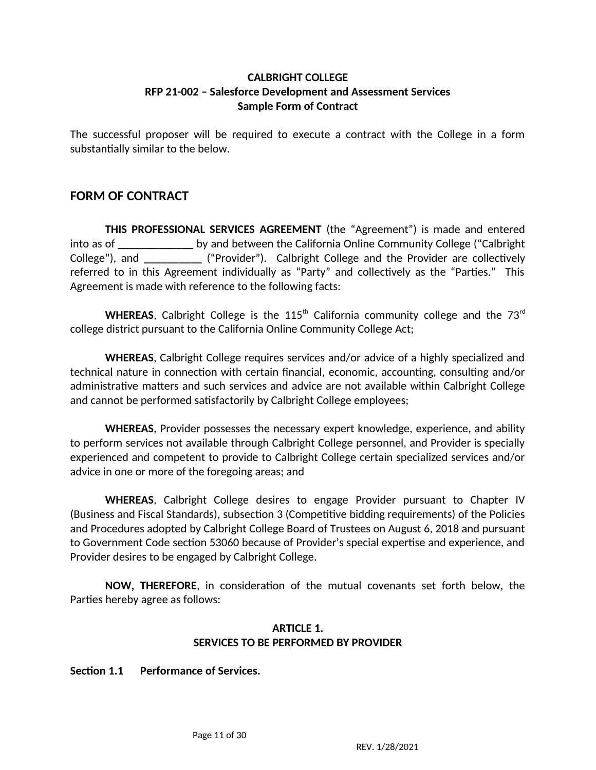**CALBRIGHT COLLEGE**
**RFP 21-002 – Salesforce Development and Assessment Services**
**Sample Form of Contract**

The successful proposer will be required to execute a contract with the College in a form substantially similar to the below.

## FORM OF CONTRACT

**THIS PROFESSIONAL SERVICES AGREEMENT** (the "Agreement") is made and entered into as of **_____________** by and between the California Online Community College ("Calbright College"), and **__________** ("Provider"). Calbright College and the Provider are collectively referred to in this Agreement individually as "Party" and collectively as the "Parties." This Agreement is made with reference to the following facts:

**WHEREAS**, Calbright College is the 115th California community college and the 73rd college district pursuant to the California Online Community College Act;

**WHEREAS**, Calbright College requires services and/or advice of a highly specialized and technical nature in connection with certain financial, economic, accounting, consulting and/or administrative matters and such services and advice are not available within Calbright College and cannot be performed satisfactorily by Calbright College employees;

**WHEREAS**, Provider possesses the necessary expert knowledge, experience, and ability to perform services not available through Calbright College personnel, and Provider is specially experienced and competent to provide to Calbright College certain specialized services and/or advice in one or more of the foregoing areas; and

**WHEREAS**, Calbright College desires to engage Provider pursuant to Chapter IV (Business and Fiscal Standards), subsection 3 (Competitive bidding requirements) of the Policies and Procedures adopted by Calbright College Board of Trustees on August 6, 2018 and pursuant to Government Code section 53060 because of Provider's special expertise and experience, and Provider desires to be engaged by Calbright College.

**NOW, THEREFORE**, in consideration of the mutual covenants set forth below, the Parties hereby agree as follows:

**ARTICLE 1.**
**SERVICES TO BE PERFORMED BY PROVIDER**

**Section 1.1 Performance of Services.**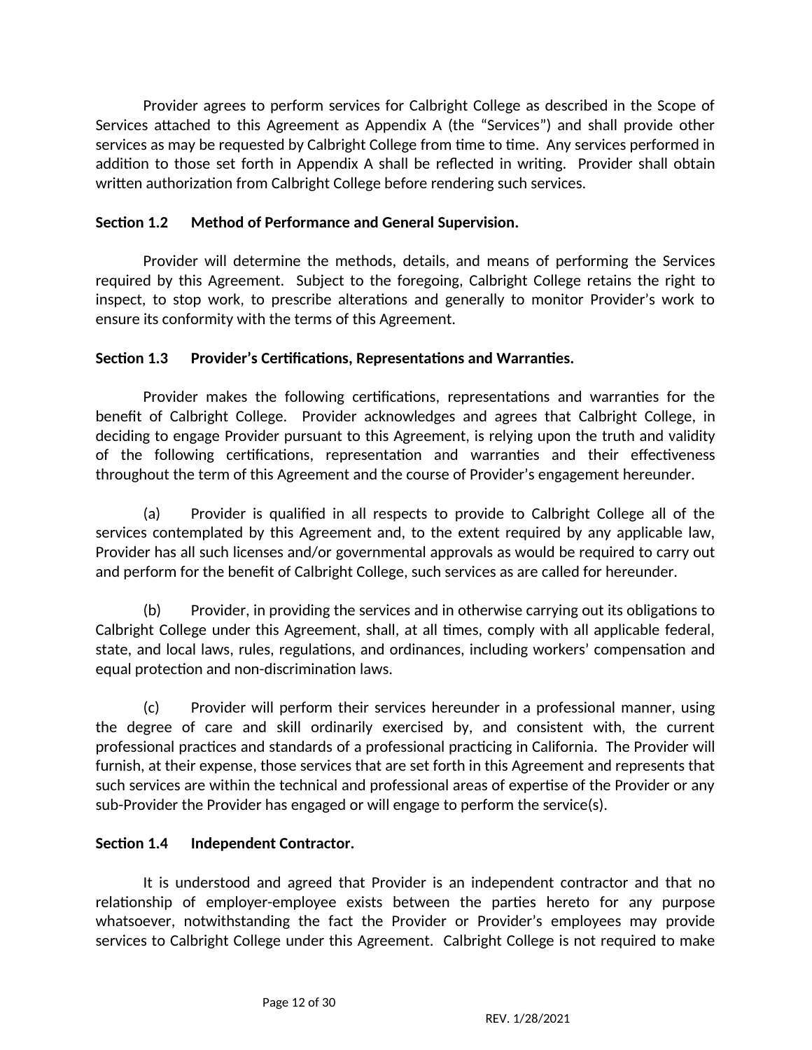Provider agrees to perform services for Calbright College as described in the Scope of Services attached to this Agreement as Appendix A (the "Services") and shall provide other services as may be requested by Calbright College from time to time. Any services performed in addition to those set forth in Appendix A shall be reflected in writing. Provider shall obtain written authorization from Calbright College before rendering such services.

**Section 1.2 Method of Performance and General Supervision.**

Provider will determine the methods, details, and means of performing the Services required by this Agreement. Subject to the foregoing, Calbright College retains the right to inspect, to stop work, to prescribe alterations and generally to monitor Provider's work to ensure its conformity with the terms of this Agreement.

**Section 1.3 Provider's Certifications, Representations and Warranties.**

Provider makes the following certifications, representations and warranties for the benefit of Calbright College. Provider acknowledges and agrees that Calbright College, in deciding to engage Provider pursuant to this Agreement, is relying upon the truth and validity of the following certifications, representation and warranties and their effectiveness throughout the term of this Agreement and the course of Provider's engagement hereunder.

(a) Provider is qualified in all respects to provide to Calbright College all of the services contemplated by this Agreement and, to the extent required by any applicable law, Provider has all such licenses and/or governmental approvals as would be required to carry out and perform for the benefit of Calbright College, such services as are called for hereunder.

(b) Provider, in providing the services and in otherwise carrying out its obligations to Calbright College under this Agreement, shall, at all times, comply with all applicable federal, state, and local laws, rules, regulations, and ordinances, including workers' compensation and equal protection and non-discrimination laws.

(c) Provider will perform their services hereunder in a professional manner, using the degree of care and skill ordinarily exercised by, and consistent with, the current professional practices and standards of a professional practicing in California. The Provider will furnish, at their expense, those services that are set forth in this Agreement and represents that such services are within the technical and professional areas of expertise of the Provider or any sub-Provider the Provider has engaged or will engage to perform the service(s).

**Section 1.4 Independent Contractor.**

It is understood and agreed that Provider is an independent contractor and that no relationship of employer-employee exists between the parties hereto for any purpose whatsoever, notwithstanding the fact the Provider or Provider's employees may provide services to Calbright College under this Agreement. Calbright College is not required to make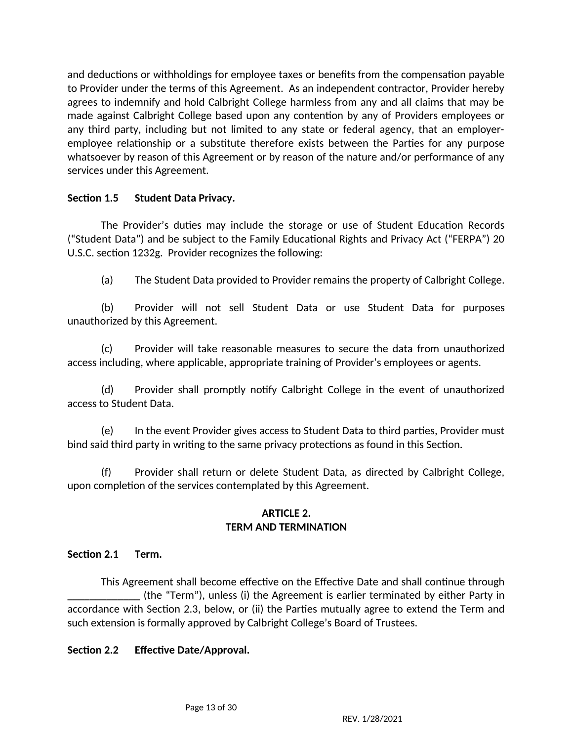and deductions or withholdings for employee taxes or benefits from the compensation payable to Provider under the terms of this Agreement. As an independent contractor, Provider hereby agrees to indemnify and hold Calbright College harmless from any and all claims that may be made against Calbright College based upon any contention by any of Providers employees or any third party, including but not limited to any state or federal agency, that an employer-employee relationship or a substitute therefore exists between the Parties for any purpose whatsoever by reason of this Agreement or by reason of the nature and/or performance of any services under this Agreement.

**Section 1.5 Student Data Privacy.**

The Provider's duties may include the storage or use of Student Education Records ("Student Data") and be subject to the Family Educational Rights and Privacy Act ("FERPA") 20 U.S.C. section 1232g. Provider recognizes the following:

(a) The Student Data provided to Provider remains the property of Calbright College.

(b) Provider will not sell Student Data or use Student Data for purposes unauthorized by this Agreement.

(c) Provider will take reasonable measures to secure the data from unauthorized access including, where applicable, appropriate training of Provider's employees or agents.

(d) Provider shall promptly notify Calbright College in the event of unauthorized access to Student Data.

(e) In the event Provider gives access to Student Data to third parties, Provider must bind said third party in writing to the same privacy protections as found in this Section.

(f) Provider shall return or delete Student Data, as directed by Calbright College, upon completion of the services contemplated by this Agreement.

## ARTICLE 2.
## TERM AND TERMINATION

**Section 2.1 Term.**

This Agreement shall become effective on the Effective Date and shall continue through _____________ (the "Term"), unless (i) the Agreement is earlier terminated by either Party in accordance with Section 2.3, below, or (ii) the Parties mutually agree to extend the Term and such extension is formally approved by Calbright College's Board of Trustees.

**Section 2.2 Effective Date/Approval.**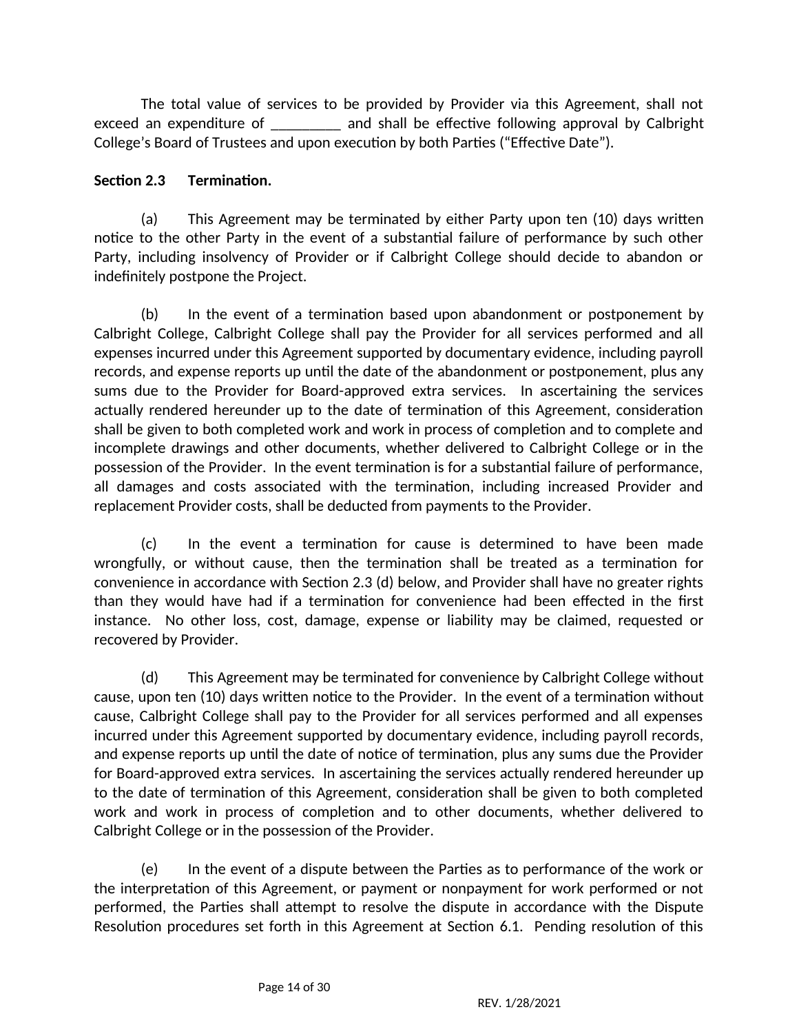The total value of services to be provided by Provider via this Agreement, shall not exceed an expenditure of _________ and shall be effective following approval by Calbright College's Board of Trustees and upon execution by both Parties ("Effective Date").

**Section 2.3 Termination.**

(a) This Agreement may be terminated by either Party upon ten (10) days written notice to the other Party in the event of a substantial failure of performance by such other Party, including insolvency of Provider or if Calbright College should decide to abandon or indefinitely postpone the Project.

(b) In the event of a termination based upon abandonment or postponement by Calbright College, Calbright College shall pay the Provider for all services performed and all expenses incurred under this Agreement supported by documentary evidence, including payroll records, and expense reports up until the date of the abandonment or postponement, plus any sums due to the Provider for Board-approved extra services. In ascertaining the services actually rendered hereunder up to the date of termination of this Agreement, consideration shall be given to both completed work and work in process of completion and to complete and incomplete drawings and other documents, whether delivered to Calbright College or in the possession of the Provider. In the event termination is for a substantial failure of performance, all damages and costs associated with the termination, including increased Provider and replacement Provider costs, shall be deducted from payments to the Provider.

(c) In the event a termination for cause is determined to have been made wrongfully, or without cause, then the termination shall be treated as a termination for convenience in accordance with Section 2.3 (d) below, and Provider shall have no greater rights than they would have had if a termination for convenience had been effected in the first instance. No other loss, cost, damage, expense or liability may be claimed, requested or recovered by Provider.

(d) This Agreement may be terminated for convenience by Calbright College without cause, upon ten (10) days written notice to the Provider. In the event of a termination without cause, Calbright College shall pay to the Provider for all services performed and all expenses incurred under this Agreement supported by documentary evidence, including payroll records, and expense reports up until the date of notice of termination, plus any sums due the Provider for Board-approved extra services. In ascertaining the services actually rendered hereunder up to the date of termination of this Agreement, consideration shall be given to both completed work and work in process of completion and to other documents, whether delivered to Calbright College or in the possession of the Provider.

(e) In the event of a dispute between the Parties as to performance of the work or the interpretation of this Agreement, or payment or nonpayment for work performed or not performed, the Parties shall attempt to resolve the dispute in accordance with the Dispute Resolution procedures set forth in this Agreement at Section 6.1. Pending resolution of this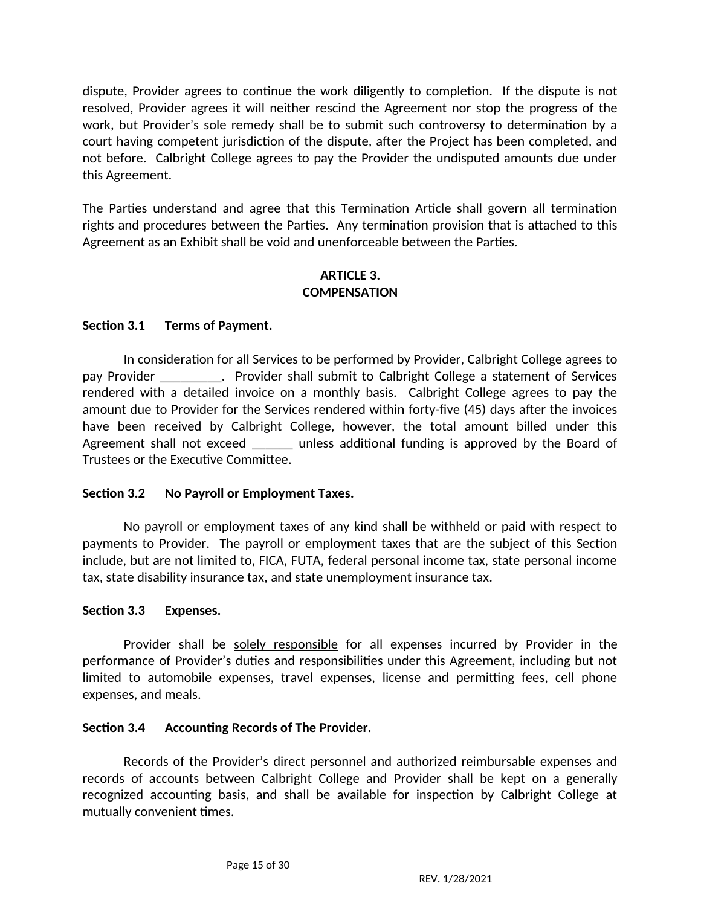dispute, Provider agrees to continue the work diligently to completion. If the dispute is not resolved, Provider agrees it will neither rescind the Agreement nor stop the progress of the work, but Provider's sole remedy shall be to submit such controversy to determination by a court having competent jurisdiction of the dispute, after the Project has been completed, and not before. Calbright College agrees to pay the Provider the undisputed amounts due under this Agreement.

The Parties understand and agree that this Termination Article shall govern all termination rights and procedures between the Parties. Any termination provision that is attached to this Agreement as an Exhibit shall be void and unenforceable between the Parties.

## ARTICLE 3.
## COMPENSATION

**Section 3.1 Terms of Payment.**

In consideration for all Services to be performed by Provider, Calbright College agrees to pay Provider _________. Provider shall submit to Calbright College a statement of Services rendered with a detailed invoice on a monthly basis. Calbright College agrees to pay the amount due to Provider for the Services rendered within forty-five (45) days after the invoices have been received by Calbright College, however, the total amount billed under this Agreement shall not exceed ______ unless additional funding is approved by the Board of Trustees or the Executive Committee.

**Section 3.2 No Payroll or Employment Taxes.**

No payroll or employment taxes of any kind shall be withheld or paid with respect to payments to Provider. The payroll or employment taxes that are the subject of this Section include, but are not limited to, FICA, FUTA, federal personal income tax, state personal income tax, state disability insurance tax, and state unemployment insurance tax.

**Section 3.3 Expenses.**

Provider shall be <u>solely responsible</u> for all expenses incurred by Provider in the performance of Provider's duties and responsibilities under this Agreement, including but not limited to automobile expenses, travel expenses, license and permitting fees, cell phone expenses, and meals.

**Section 3.4 Accounting Records of The Provider.**

Records of the Provider's direct personnel and authorized reimbursable expenses and records of accounts between Calbright College and Provider shall be kept on a generally recognized accounting basis, and shall be available for inspection by Calbright College at mutually convenient times.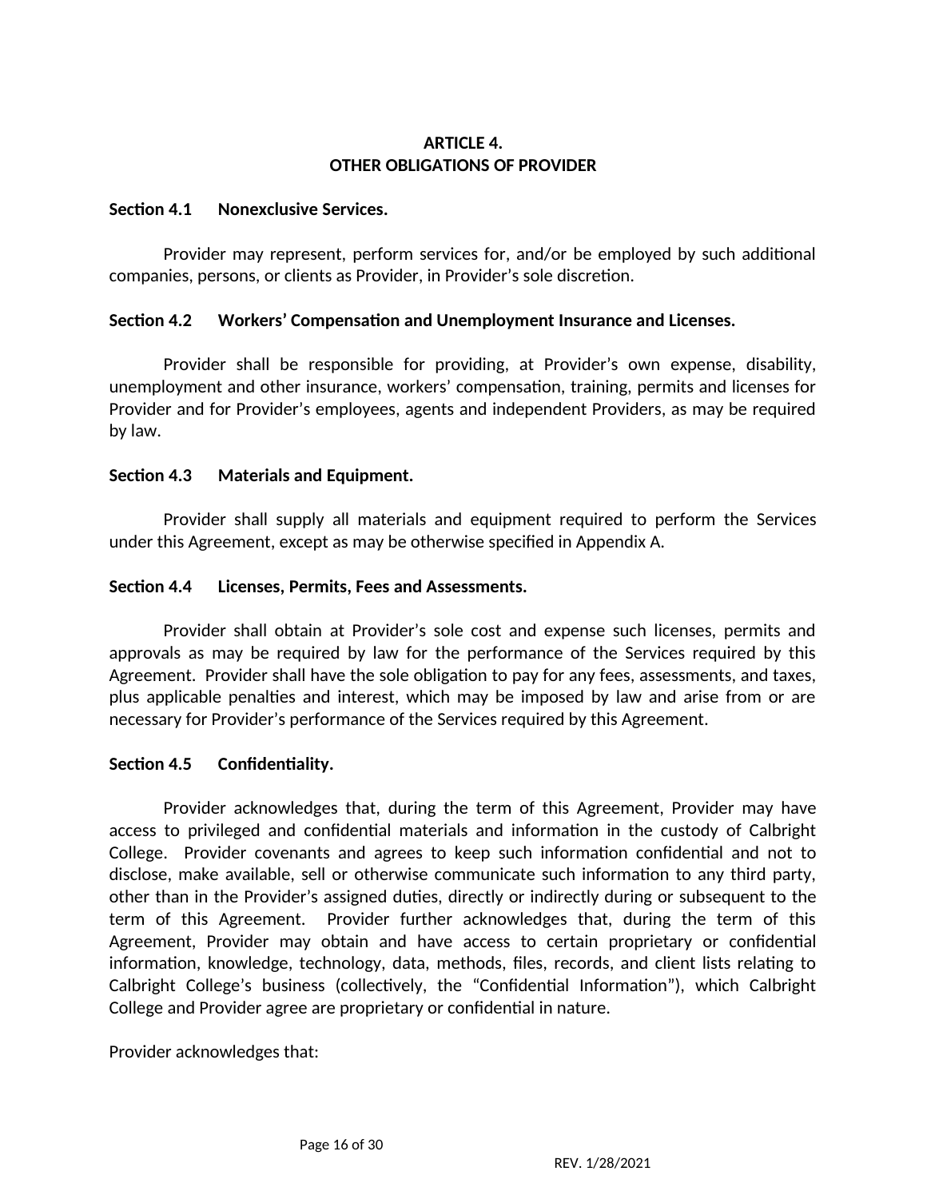## ARTICLE 4.
## OTHER OBLIGATIONS OF PROVIDER

**Section 4.1 Nonexclusive Services.**

Provider may represent, perform services for, and/or be employed by such additional companies, persons, or clients as Provider, in Provider's sole discretion.

**Section 4.2 Workers' Compensation and Unemployment Insurance and Licenses.**

Provider shall be responsible for providing, at Provider's own expense, disability, unemployment and other insurance, workers' compensation, training, permits and licenses for Provider and for Provider's employees, agents and independent Providers, as may be required by law.

**Section 4.3 Materials and Equipment.**

Provider shall supply all materials and equipment required to perform the Services under this Agreement, except as may be otherwise specified in Appendix A.

**Section 4.4 Licenses, Permits, Fees and Assessments.**

Provider shall obtain at Provider's sole cost and expense such licenses, permits and approvals as may be required by law for the performance of the Services required by this Agreement. Provider shall have the sole obligation to pay for any fees, assessments, and taxes, plus applicable penalties and interest, which may be imposed by law and arise from or are necessary for Provider's performance of the Services required by this Agreement.

**Section 4.5 Confidentiality.**

Provider acknowledges that, during the term of this Agreement, Provider may have access to privileged and confidential materials and information in the custody of Calbright College. Provider covenants and agrees to keep such information confidential and not to disclose, make available, sell or otherwise communicate such information to any third party, other than in the Provider's assigned duties, directly or indirectly during or subsequent to the term of this Agreement. Provider further acknowledges that, during the term of this Agreement, Provider may obtain and have access to certain proprietary or confidential information, knowledge, technology, data, methods, files, records, and client lists relating to Calbright College's business (collectively, the "Confidential Information"), which Calbright College and Provider agree are proprietary or confidential in nature.

Provider acknowledges that: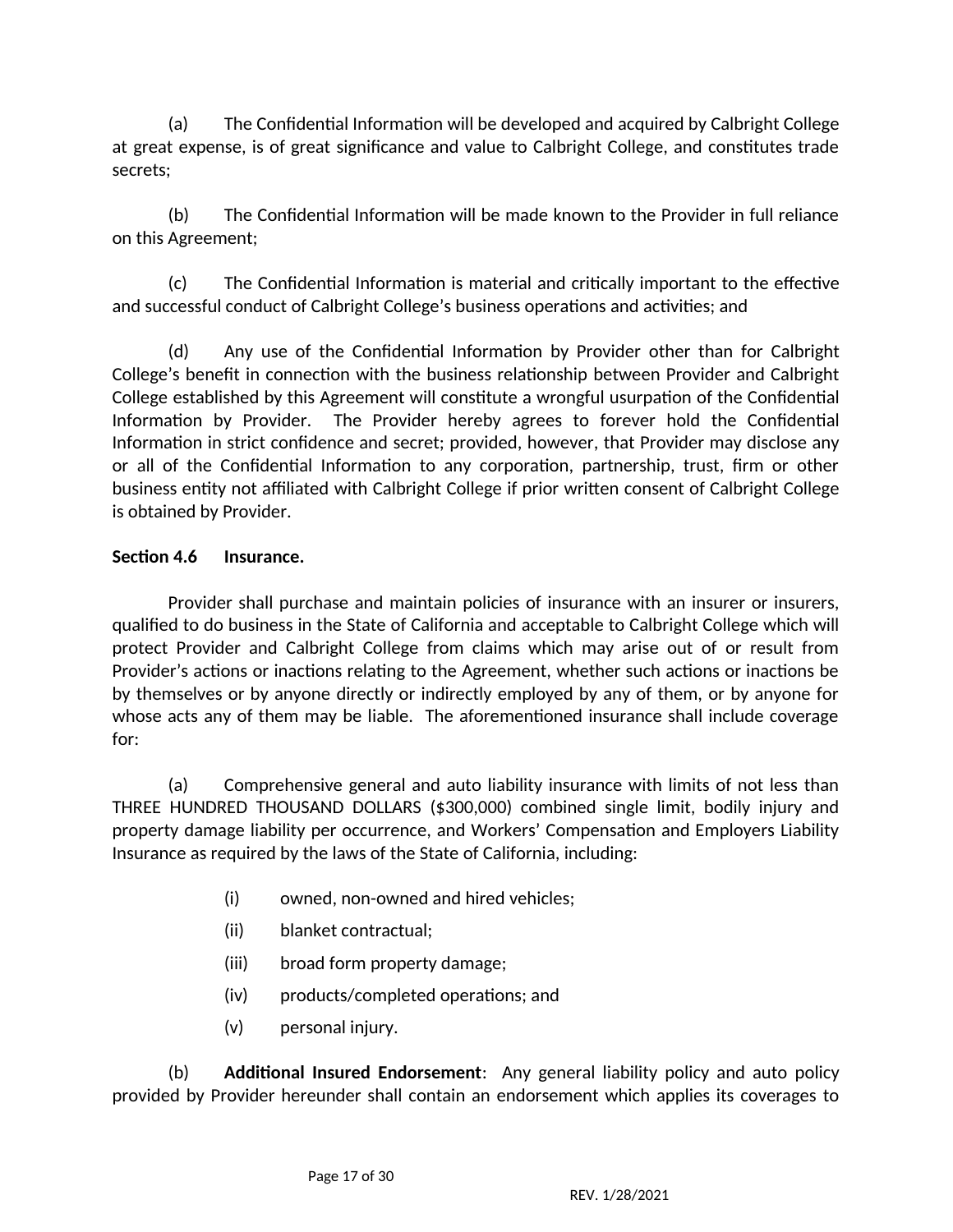(a) The Confidential Information will be developed and acquired by Calbright College at great expense, is of great significance and value to Calbright College, and constitutes trade secrets;

(b) The Confidential Information will be made known to the Provider in full reliance on this Agreement;

(c) The Confidential Information is material and critically important to the effective and successful conduct of Calbright College's business operations and activities; and

(d) Any use of the Confidential Information by Provider other than for Calbright College's benefit in connection with the business relationship between Provider and Calbright College established by this Agreement will constitute a wrongful usurpation of the Confidential Information by Provider. The Provider hereby agrees to forever hold the Confidential Information in strict confidence and secret; provided, however, that Provider may disclose any or all of the Confidential Information to any corporation, partnership, trust, firm or other business entity not affiliated with Calbright College if prior written consent of Calbright College is obtained by Provider.

**Section 4.6 Insurance.**

Provider shall purchase and maintain policies of insurance with an insurer or insurers, qualified to do business in the State of California and acceptable to Calbright College which will protect Provider and Calbright College from claims which may arise out of or result from Provider's actions or inactions relating to the Agreement, whether such actions or inactions be by themselves or by anyone directly or indirectly employed by any of them, or by anyone for whose acts any of them may be liable. The aforementioned insurance shall include coverage for:

(a) Comprehensive general and auto liability insurance with limits of not less than THREE HUNDRED THOUSAND DOLLARS ($300,000) combined single limit, bodily injury and property damage liability per occurrence, and Workers' Compensation and Employers Liability Insurance as required by the laws of the State of California, including:

(i) owned, non-owned and hired vehicles;

(ii) blanket contractual;

(iii) broad form property damage;

(iv) products/completed operations; and

(v) personal injury.

(b) **Additional Insured Endorsement**: Any general liability policy and auto policy provided by Provider hereunder shall contain an endorsement which applies its coverages to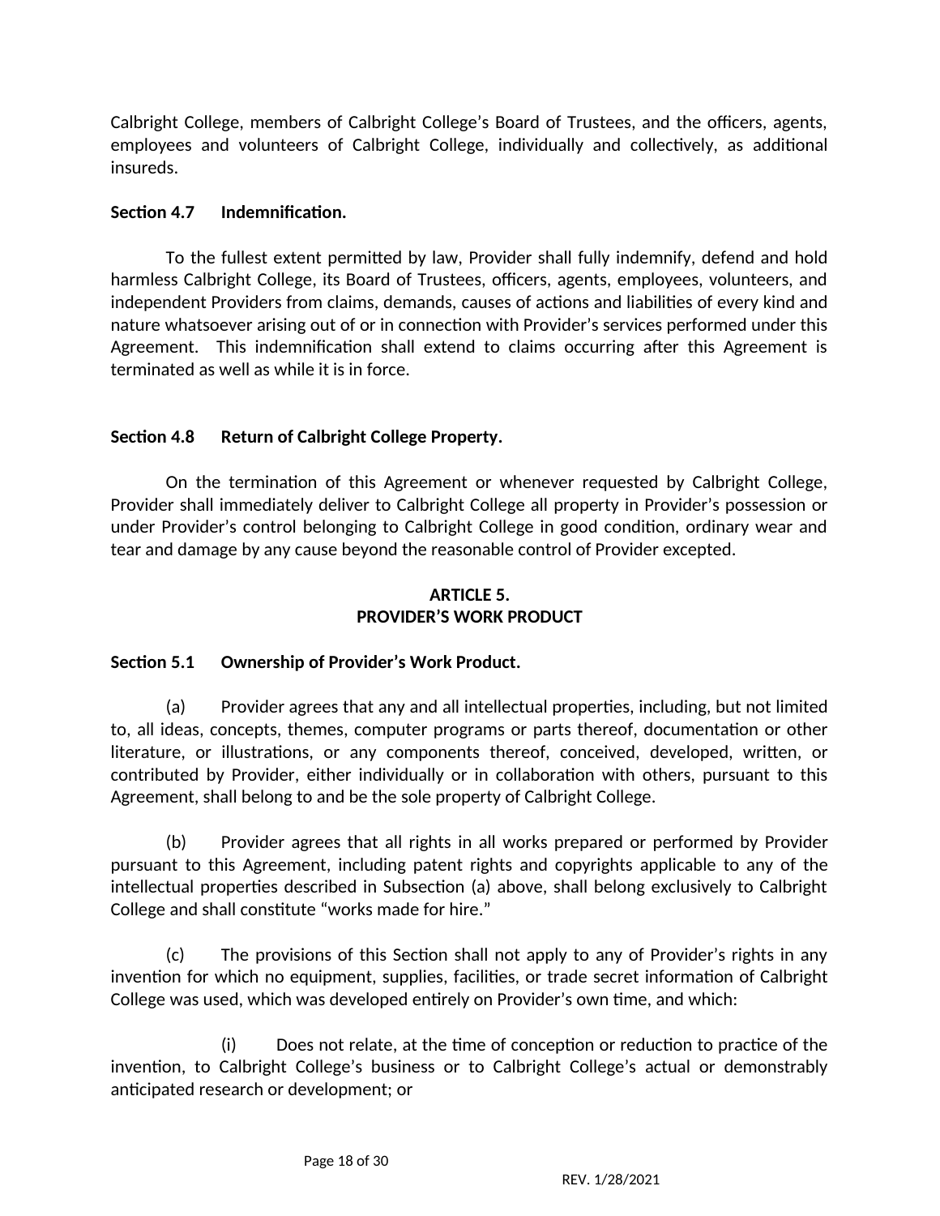Calbright College, members of Calbright College's Board of Trustees, and the officers, agents, employees and volunteers of Calbright College, individually and collectively, as additional insureds.

**Section 4.7 Indemnification.**

To the fullest extent permitted by law, Provider shall fully indemnify, defend and hold harmless Calbright College, its Board of Trustees, officers, agents, employees, volunteers, and independent Providers from claims, demands, causes of actions and liabilities of every kind and nature whatsoever arising out of or in connection with Provider's services performed under this Agreement. This indemnification shall extend to claims occurring after this Agreement is terminated as well as while it is in force.

**Section 4.8 Return of Calbright College Property.**

On the termination of this Agreement or whenever requested by Calbright College, Provider shall immediately deliver to Calbright College all property in Provider's possession or under Provider's control belonging to Calbright College in good condition, ordinary wear and tear and damage by any cause beyond the reasonable control of Provider excepted.

## ARTICLE 5.
## PROVIDER'S WORK PRODUCT

**Section 5.1 Ownership of Provider's Work Product.**

(a) Provider agrees that any and all intellectual properties, including, but not limited to, all ideas, concepts, themes, computer programs or parts thereof, documentation or other literature, or illustrations, or any components thereof, conceived, developed, written, or contributed by Provider, either individually or in collaboration with others, pursuant to this Agreement, shall belong to and be the sole property of Calbright College.

(b) Provider agrees that all rights in all works prepared or performed by Provider pursuant to this Agreement, including patent rights and copyrights applicable to any of the intellectual properties described in Subsection (a) above, shall belong exclusively to Calbright College and shall constitute "works made for hire."

(c) The provisions of this Section shall not apply to any of Provider's rights in any invention for which no equipment, supplies, facilities, or trade secret information of Calbright College was used, which was developed entirely on Provider's own time, and which:

(i) Does not relate, at the time of conception or reduction to practice of the invention, to Calbright College's business or to Calbright College's actual or demonstrably anticipated research or development; or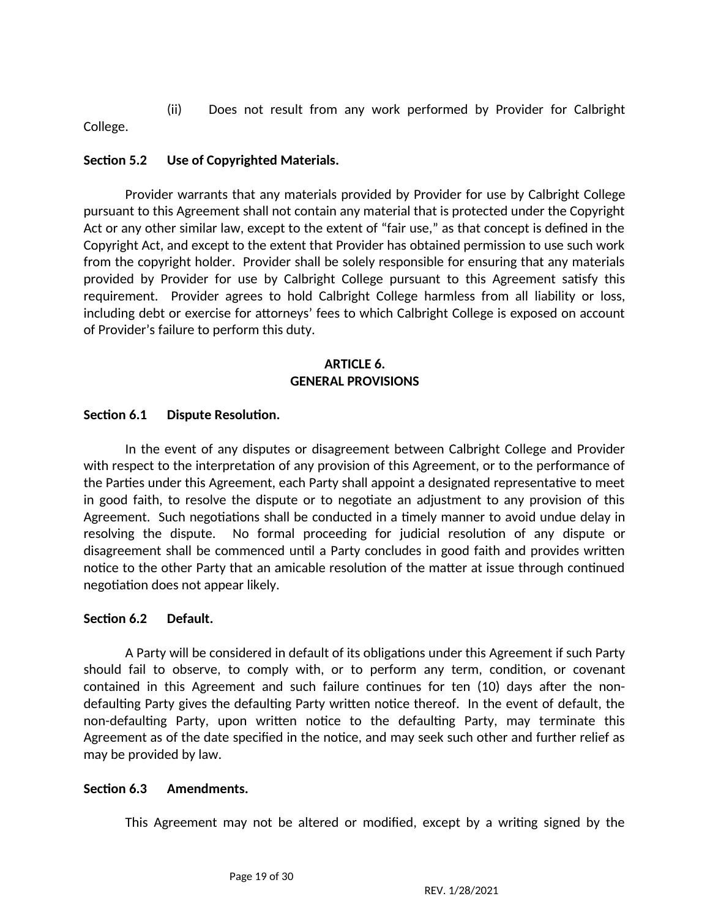(ii) Does not result from any work performed by Provider for Calbright College.

**Section 5.2 Use of Copyrighted Materials.**

Provider warrants that any materials provided by Provider for use by Calbright College pursuant to this Agreement shall not contain any material that is protected under the Copyright Act or any other similar law, except to the extent of "fair use," as that concept is defined in the Copyright Act, and except to the extent that Provider has obtained permission to use such work from the copyright holder. Provider shall be solely responsible for ensuring that any materials provided by Provider for use by Calbright College pursuant to this Agreement satisfy this requirement. Provider agrees to hold Calbright College harmless from all liability or loss, including debt or exercise for attorneys' fees to which Calbright College is exposed on account of Provider's failure to perform this duty.

## ARTICLE 6.
## GENERAL PROVISIONS

**Section 6.1 Dispute Resolution.**

In the event of any disputes or disagreement between Calbright College and Provider with respect to the interpretation of any provision of this Agreement, or to the performance of the Parties under this Agreement, each Party shall appoint a designated representative to meet in good faith, to resolve the dispute or to negotiate an adjustment to any provision of this Agreement. Such negotiations shall be conducted in a timely manner to avoid undue delay in resolving the dispute. No formal proceeding for judicial resolution of any dispute or disagreement shall be commenced until a Party concludes in good faith and provides written notice to the other Party that an amicable resolution of the matter at issue through continued negotiation does not appear likely.

**Section 6.2 Default.**

A Party will be considered in default of its obligations under this Agreement if such Party should fail to observe, to comply with, or to perform any term, condition, or covenant contained in this Agreement and such failure continues for ten (10) days after the non-defaulting Party gives the defaulting Party written notice thereof. In the event of default, the non-defaulting Party, upon written notice to the defaulting Party, may terminate this Agreement as of the date specified in the notice, and may seek such other and further relief as may be provided by law.

**Section 6.3 Amendments.**

This Agreement may not be altered or modified, except by a writing signed by the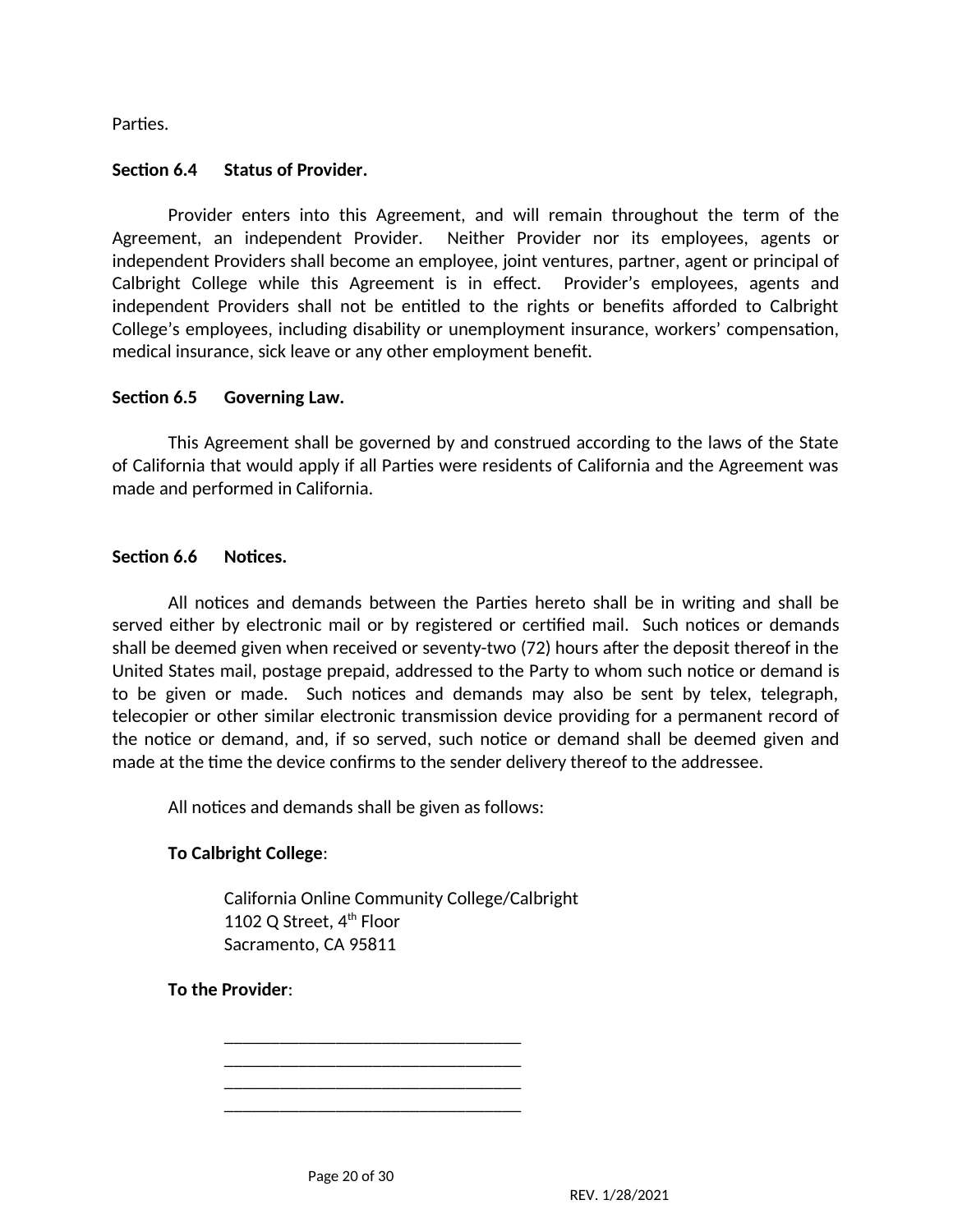Parties.

**Section 6.4 Status of Provider.**

Provider enters into this Agreement, and will remain throughout the term of the Agreement, an independent Provider. Neither Provider nor its employees, agents or independent Providers shall become an employee, joint ventures, partner, agent or principal of Calbright College while this Agreement is in effect. Provider's employees, agents and independent Providers shall not be entitled to the rights or benefits afforded to Calbright College's employees, including disability or unemployment insurance, workers' compensation, medical insurance, sick leave or any other employment benefit.

**Section 6.5 Governing Law.**

This Agreement shall be governed by and construed according to the laws of the State of California that would apply if all Parties were residents of California and the Agreement was made and performed in California.

**Section 6.6 Notices.**

All notices and demands between the Parties hereto shall be in writing and shall be served either by electronic mail or by registered or certified mail. Such notices or demands shall be deemed given when received or seventy-two (72) hours after the deposit thereof in the United States mail, postage prepaid, addressed to the Party to whom such notice or demand is to be given or made. Such notices and demands may also be sent by telex, telegraph, telecopier or other similar electronic transmission device providing for a permanent record of the notice or demand, and, if so served, such notice or demand shall be deemed given and made at the time the device confirms to the sender delivery thereof to the addressee.

All notices and demands shall be given as follows:

**To Calbright College**:

California Online Community College/Calbright
1102 Q Street, 4th Floor
Sacramento, CA 95811

**To the Provider**:

_________________________________
_________________________________
_________________________________
_________________________________

REV. 1/28/2021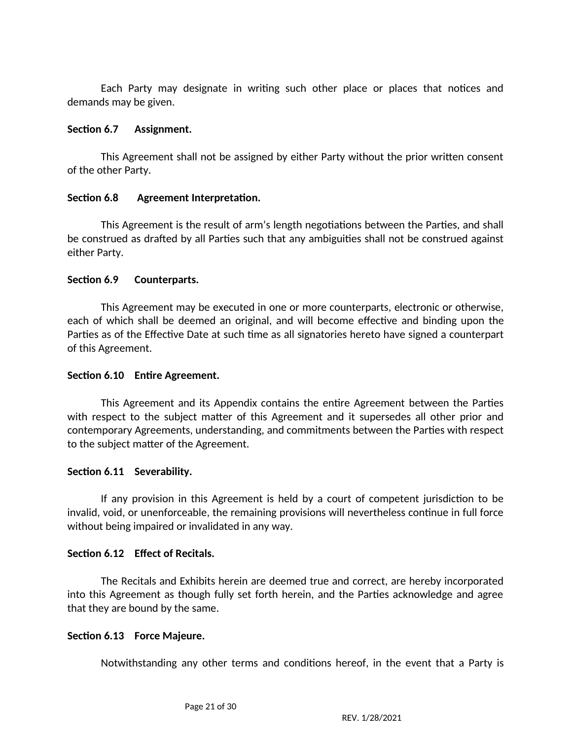Each Party may designate in writing such other place or places that notices and demands may be given.

**Section 6.7 Assignment.**

This Agreement shall not be assigned by either Party without the prior written consent of the other Party.

**Section 6.8 Agreement Interpretation.**

This Agreement is the result of arm's length negotiations between the Parties, and shall be construed as drafted by all Parties such that any ambiguities shall not be construed against either Party.

**Section 6.9 Counterparts.**

This Agreement may be executed in one or more counterparts, electronic or otherwise, each of which shall be deemed an original, and will become effective and binding upon the Parties as of the Effective Date at such time as all signatories hereto have signed a counterpart of this Agreement.

**Section 6.10 Entire Agreement.**

This Agreement and its Appendix contains the entire Agreement between the Parties with respect to the subject matter of this Agreement and it supersedes all other prior and contemporary Agreements, understanding, and commitments between the Parties with respect to the subject matter of the Agreement.

**Section 6.11 Severability.**

If any provision in this Agreement is held by a court of competent jurisdiction to be invalid, void, or unenforceable, the remaining provisions will nevertheless continue in full force without being impaired or invalidated in any way.

**Section 6.12 Effect of Recitals.**

The Recitals and Exhibits herein are deemed true and correct, are hereby incorporated into this Agreement as though fully set forth herein, and the Parties acknowledge and agree that they are bound by the same.

**Section 6.13 Force Majeure.**

Notwithstanding any other terms and conditions hereof, in the event that a Party is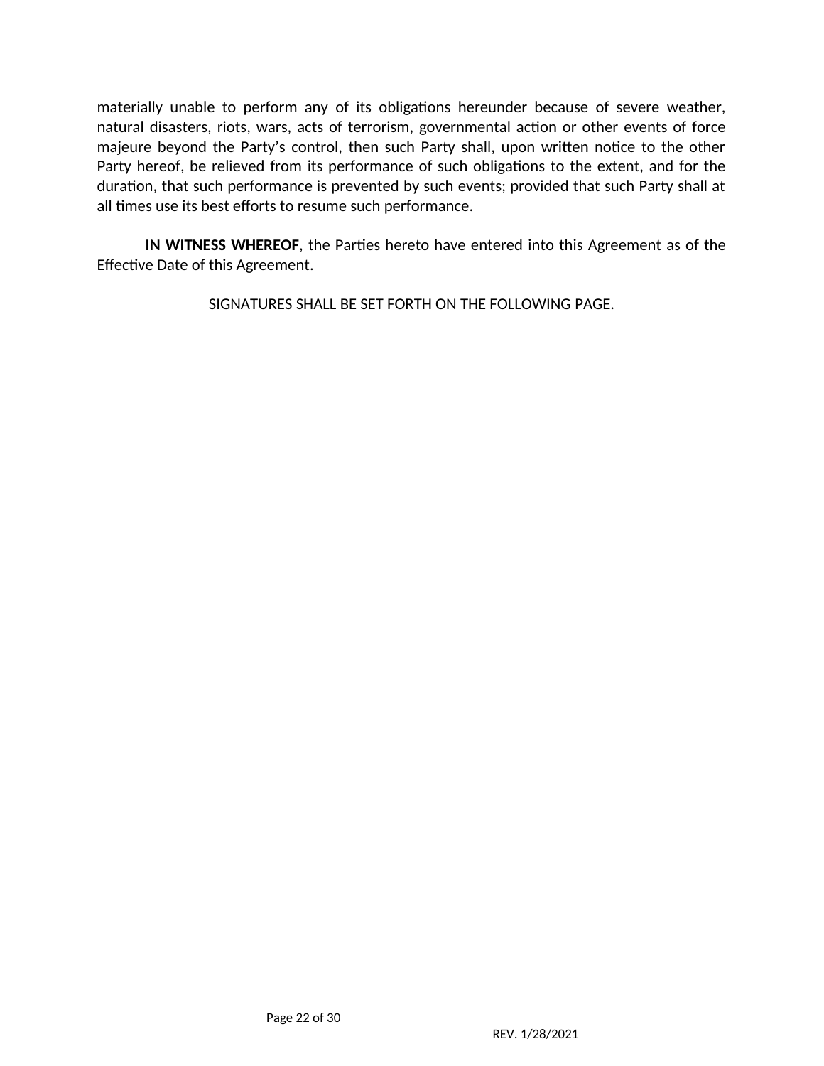materially unable to perform any of its obligations hereunder because of severe weather, natural disasters, riots, wars, acts of terrorism, governmental action or other events of force majeure beyond the Party's control, then such Party shall, upon written notice to the other Party hereof, be relieved from its performance of such obligations to the extent, and for the duration, that such performance is prevented by such events; provided that such Party shall at all times use its best efforts to resume such performance.

**IN WITNESS WHEREOF**, the Parties hereto have entered into this Agreement as of the Effective Date of this Agreement.

SIGNATURES SHALL BE SET FORTH ON THE FOLLOWING PAGE.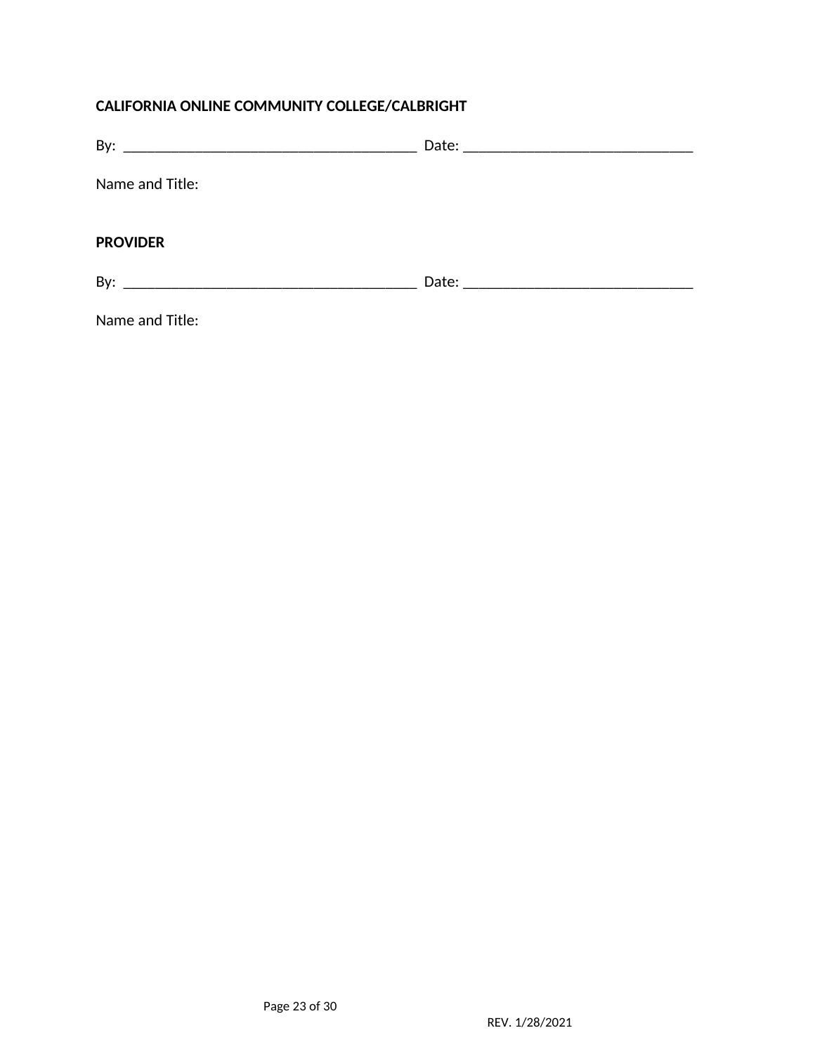**CALIFORNIA ONLINE COMMUNITY COLLEGE/CALBRIGHT**

By: _______________________________________ Date: ______________________________

Name and Title:

**PROVIDER**

By: _______________________________________ Date: ______________________________

Name and Title: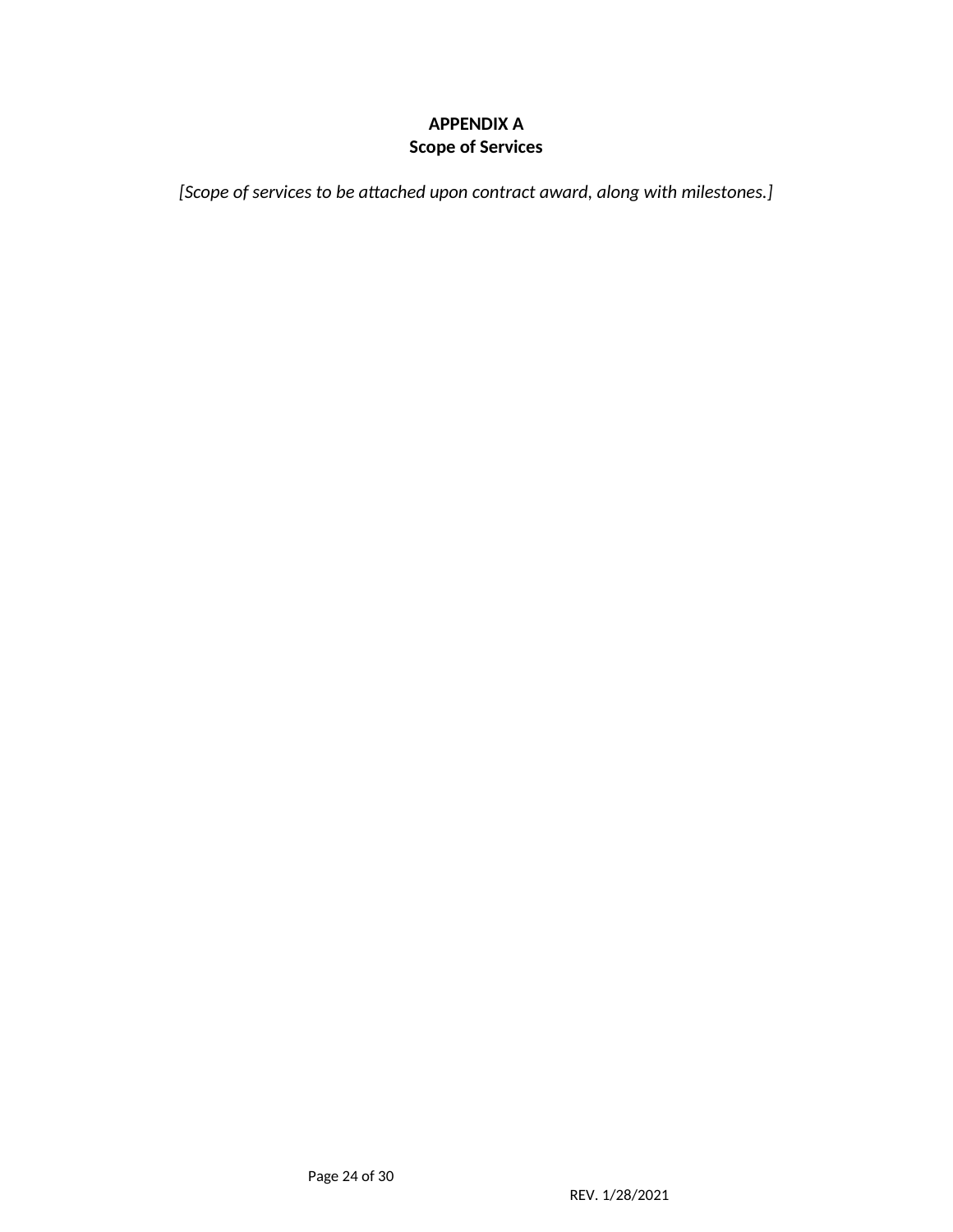# APPENDIX A
## Scope of Services

*[Scope of services to be attached upon contract award, along with milestones.]*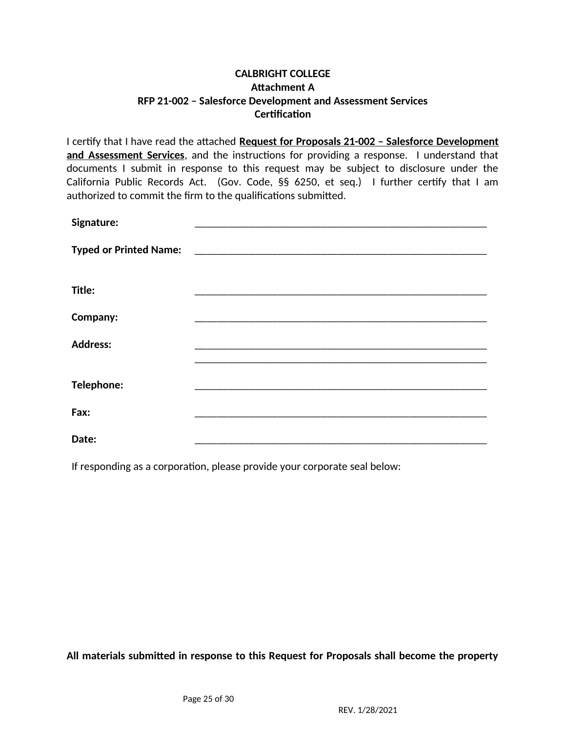**CALBRIGHT COLLEGE**
**Attachment A**
**RFP 21-002 – Salesforce Development and Assessment Services**
**Certification**

I certify that I have read the attached **Request for Proposals 21-002 – Salesforce Development and Assessment Services**, and the instructions for providing a response. I understand that documents I submit in response to this request may be subject to disclosure under the California Public Records Act. (Gov. Code, §§ 6250, et seq.) I further certify that I am authorized to commit the firm to the qualifications submitted.

**Signature:** ____________________________________________________

**Typed or Printed Name:** ____________________________________________________

**Title:** ____________________________________________________

**Company:** ____________________________________________________

**Address:** ____________________________________________________
____________________________________________________

**Telephone:** ____________________________________________________

**Fax:** ____________________________________________________

**Date:** ____________________________________________________

If responding as a corporation, please provide your corporate seal below:

**All materials submitted in response to this Request for Proposals shall become the property**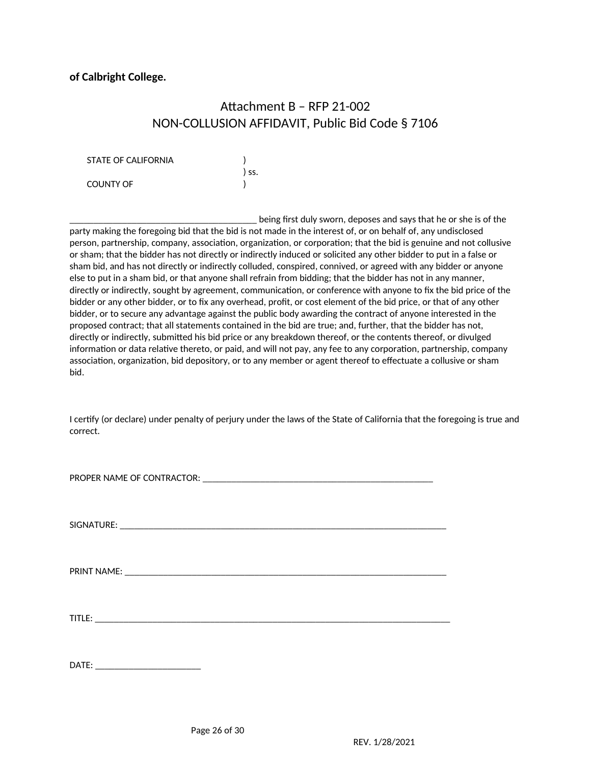**of Calbright College.**

# Attachment B – RFP 21-002
# NON-COLLUSION AFFIDAVIT, Public Bid Code § 7106

STATE OF CALIFORNIA )
) ss.
COUNTY OF )

________________________________________ being first duly sworn, deposes and says that he or she is of the party making the foregoing bid that the bid is not made in the interest of, or on behalf of, any undisclosed person, partnership, company, association, organization, or corporation; that the bid is genuine and not collusive or sham; that the bidder has not directly or indirectly induced or solicited any other bidder to put in a false or sham bid, and has not directly or indirectly colluded, conspired, connived, or agreed with any bidder or anyone else to put in a sham bid, or that anyone shall refrain from bidding; that the bidder has not in any manner, directly or indirectly, sought by agreement, communication, or conference with anyone to fix the bid price of the bidder or any other bidder, or to fix any overhead, profit, or cost element of the bid price, or that of any other bidder, or to secure any advantage against the public body awarding the contract of anyone interested in the proposed contract; that all statements contained in the bid are true; and, further, that the bidder has not, directly or indirectly, submitted his bid price or any breakdown thereof, or the contents thereof, or divulged information or data relative thereto, or paid, and will not pay, any fee to any corporation, partnership, company association, organization, bid depository, or to any member or agent thereof to effectuate a collusive or sham bid.

I certify (or declare) under penalty of perjury under the laws of the State of California that the foregoing is true and correct.

PROPER NAME OF CONTRACTOR: ____________________________________________________

SIGNATURE: ___________________________________________________________________________

PRINT NAME: __________________________________________________________________________

TITLE: ________________________________________________________________________________

DATE: ________________________

REV. 1/28/2021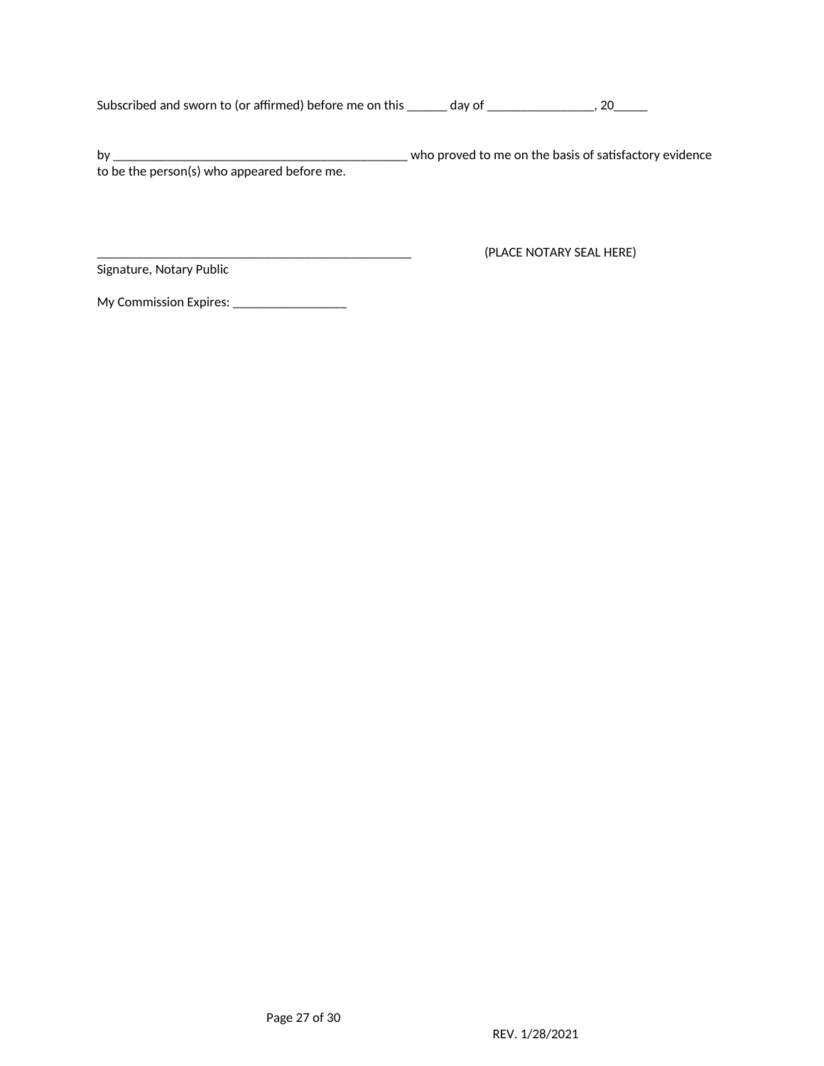Subscribed and sworn to (or affirmed) before me on this ______ day of _________________, 20_____

by _______________________________________________ who proved to me on the basis of satisfactory evidence to be the person(s) who appeared before me.

___________________________________________________ (PLACE NOTARY SEAL HERE)

Signature, Notary Public

My Commission Expires: __________________

REV. 1/28/2021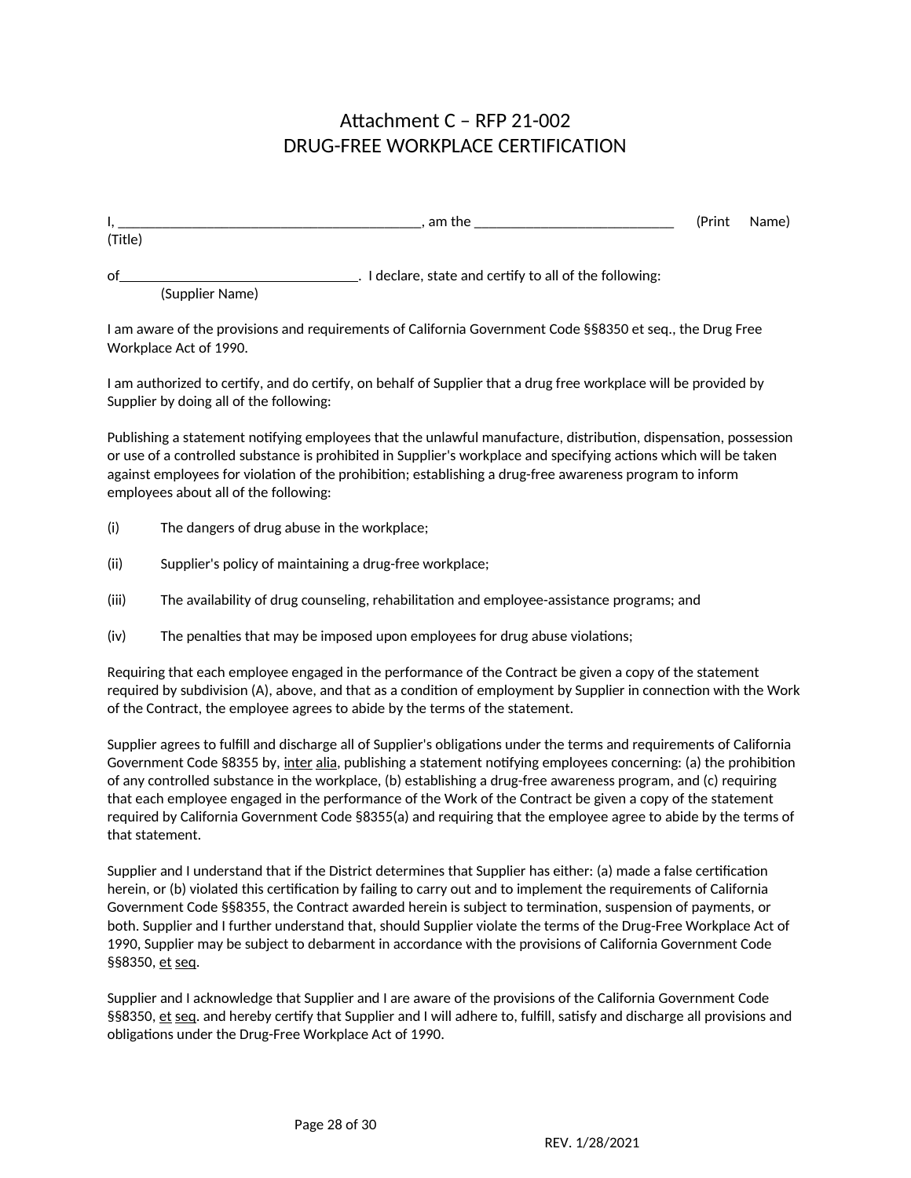# Attachment C – RFP 21-002
# DRUG-FREE WORKPLACE CERTIFICATION

I, ____________________________________________, am the ____________________________ (Print Name) (Title)

of__________________________________. I declare, state and certify to all of the following:
(Supplier Name)

I am aware of the provisions and requirements of California Government Code §§8350 et seq., the Drug Free Workplace Act of 1990.

I am authorized to certify, and do certify, on behalf of Supplier that a drug free workplace will be provided by Supplier by doing all of the following:

Publishing a statement notifying employees that the unlawful manufacture, distribution, dispensation, possession or use of a controlled substance is prohibited in Supplier's workplace and specifying actions which will be taken against employees for violation of the prohibition; establishing a drug-free awareness program to inform employees about all of the following:

(i) The dangers of drug abuse in the workplace;

(ii) Supplier's policy of maintaining a drug-free workplace;

(iii) The availability of drug counseling, rehabilitation and employee-assistance programs; and

(iv) The penalties that may be imposed upon employees for drug abuse violations;

Requiring that each employee engaged in the performance of the Contract be given a copy of the statement required by subdivision (A), above, and that as a condition of employment by Supplier in connection with the Work of the Contract, the employee agrees to abide by the terms of the statement.

Supplier agrees to fulfill and discharge all of Supplier's obligations under the terms and requirements of California Government Code §8355 by, inter alia, publishing a statement notifying employees concerning: (a) the prohibition of any controlled substance in the workplace, (b) establishing a drug-free awareness program, and (c) requiring that each employee engaged in the performance of the Work of the Contract be given a copy of the statement required by California Government Code §8355(a) and requiring that the employee agree to abide by the terms of that statement.

Supplier and I understand that if the District determines that Supplier has either: (a) made a false certification herein, or (b) violated this certification by failing to carry out and to implement the requirements of California Government Code §§8355, the Contract awarded herein is subject to termination, suspension of payments, or both. Supplier and I further understand that, should Supplier violate the terms of the Drug-Free Workplace Act of 1990, Supplier may be subject to debarment in accordance with the provisions of California Government Code §§8350, et seq.

Supplier and I acknowledge that Supplier and I are aware of the provisions of the California Government Code §§8350, et seq. and hereby certify that Supplier and I will adhere to, fulfill, satisfy and discharge all provisions and obligations under the Drug-Free Workplace Act of 1990.

REV. 1/28/2021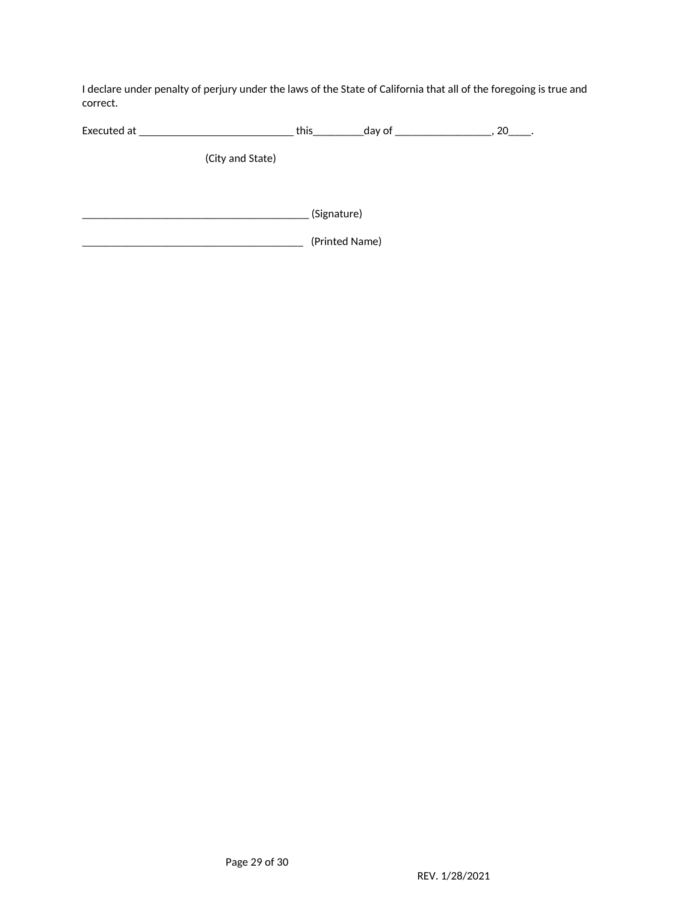I declare under penalty of perjury under the laws of the State of California that all of the foregoing is true and correct.

Executed at ____________________________ this_________day of _________________, 20____.

(City and State)

__________________________________________ (Signature)

__________________________________________ (Printed Name)

REV. 1/28/2021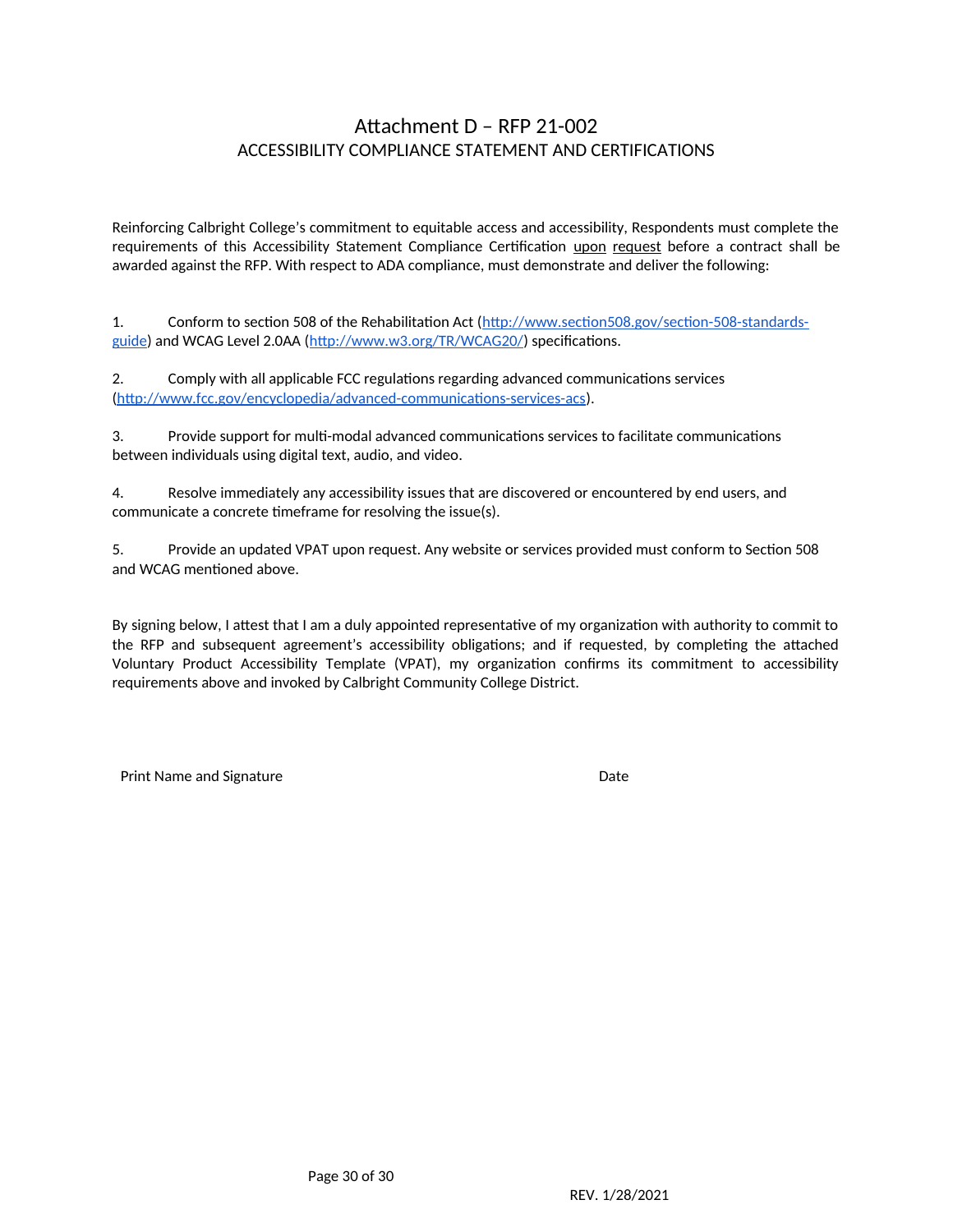# Attachment D – RFP 21-002

## ACCESSIBILITY COMPLIANCE STATEMENT AND CERTIFICATIONS

Reinforcing Calbright College's commitment to equitable access and accessibility, Respondents must complete the requirements of this Accessibility Statement Compliance Certification upon request before a contract shall be awarded against the RFP. With respect to ADA compliance, must demonstrate and deliver the following:

1. Conform to section 508 of the Rehabilitation Act (http://www.section508.gov/section-508-standards-guide) and WCAG Level 2.0AA (http://www.w3.org/TR/WCAG20/) specifications.

2. Comply with all applicable FCC regulations regarding advanced communications services (http://www.fcc.gov/encyclopedia/advanced-communications-services-acs).

3. Provide support for multi-modal advanced communications services to facilitate communications between individuals using digital text, audio, and video.

4. Resolve immediately any accessibility issues that are discovered or encountered by end users, and communicate a concrete timeframe for resolving the issue(s).

5. Provide an updated VPAT upon request. Any website or services provided must conform to Section 508 and WCAG mentioned above.

By signing below, I attest that I am a duly appointed representative of my organization with authority to commit to the RFP and subsequent agreement's accessibility obligations; and if requested, by completing the attached Voluntary Product Accessibility Template (VPAT), my organization confirms its commitment to accessibility requirements above and invoked by Calbright Community College District.

Print Name and Signature                                                                 Date

REV. 1/28/2021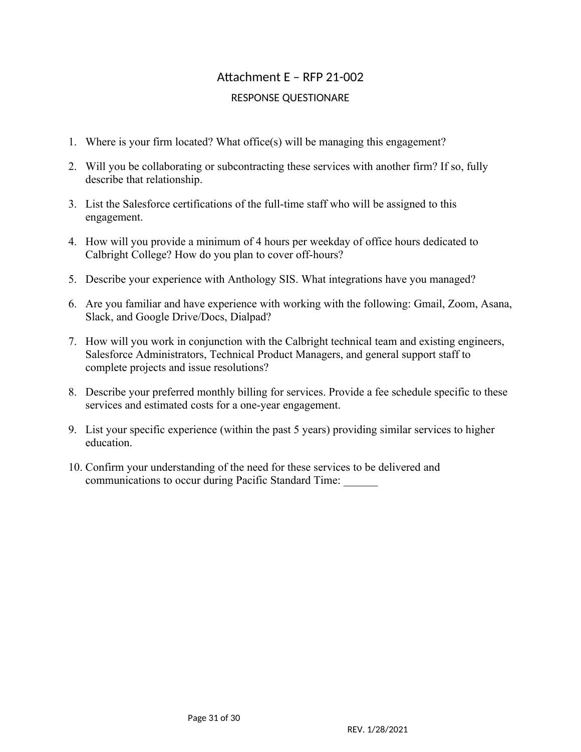# Attachment E – RFP 21-002

## RESPONSE QUESTIONARE

1. Where is your firm located? What office(s) will be managing this engagement?
2. Will you be collaborating or subcontracting these services with another firm? If so, fully describe that relationship.
3. List the Salesforce certifications of the full-time staff who will be assigned to this engagement.
4. How will you provide a minimum of 4 hours per weekday of office hours dedicated to Calbright College? How do you plan to cover off-hours?
5. Describe your experience with Anthology SIS. What integrations have you managed?
6. Are you familiar and have experience with working with the following: Gmail, Zoom, Asana, Slack, and Google Drive/Docs, Dialpad?
7. How will you work in conjunction with the Calbright technical team and existing engineers, Salesforce Administrators, Technical Product Managers, and general support staff to complete projects and issue resolutions?
8. Describe your preferred monthly billing for services. Provide a fee schedule specific to these services and estimated costs for a one-year engagement.
9. List your specific experience (within the past 5 years) providing similar services to higher education.
10. Confirm your understanding of the need for these services to be delivered and communications to occur during Pacific Standard Time: ______

REV. 1/28/2021